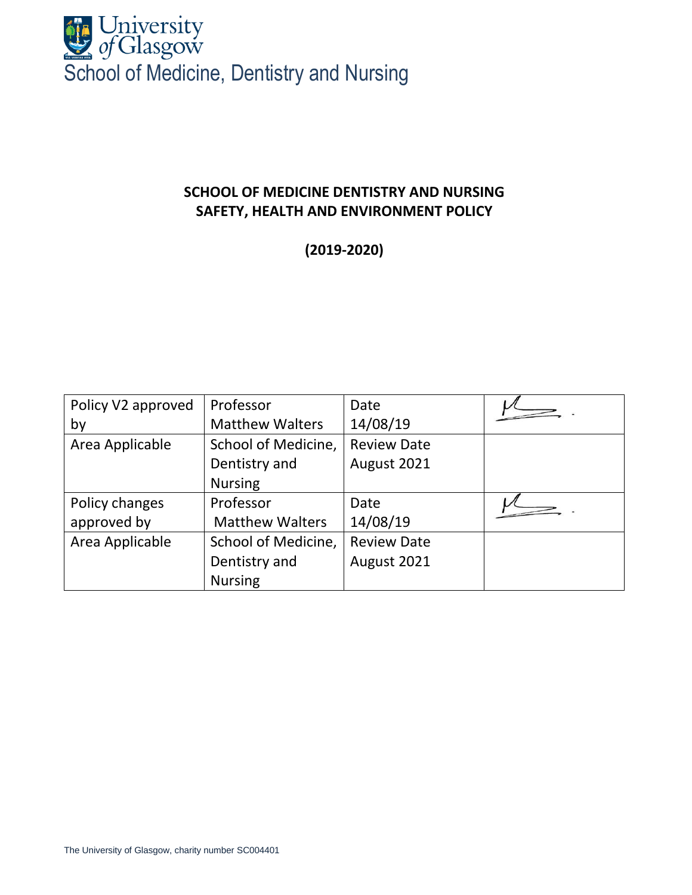University of Glasgow

School of Medicine, Dentistry and Nursing

# SCHOOL OF MEDICINE DENTISTRY AND NURSING SAFETY, HEALTH AND ENVIRONMENT POLICY

**(2019-2020)**

| Policy V2 approved by | Professor Matthew Walters | Date 14/08/19 | |
|---|---|---|---|
| Area Applicable | School of Medicine, Dentistry and Nursing | Review Date August 2021 | |
| Policy changes approved by | Professor Matthew Walters | Date 14/08/19 | |
| Area Applicable | School of Medicine, Dentistry and Nursing | Review Date August 2021 | |

The University of Glasgow, charity number SC004401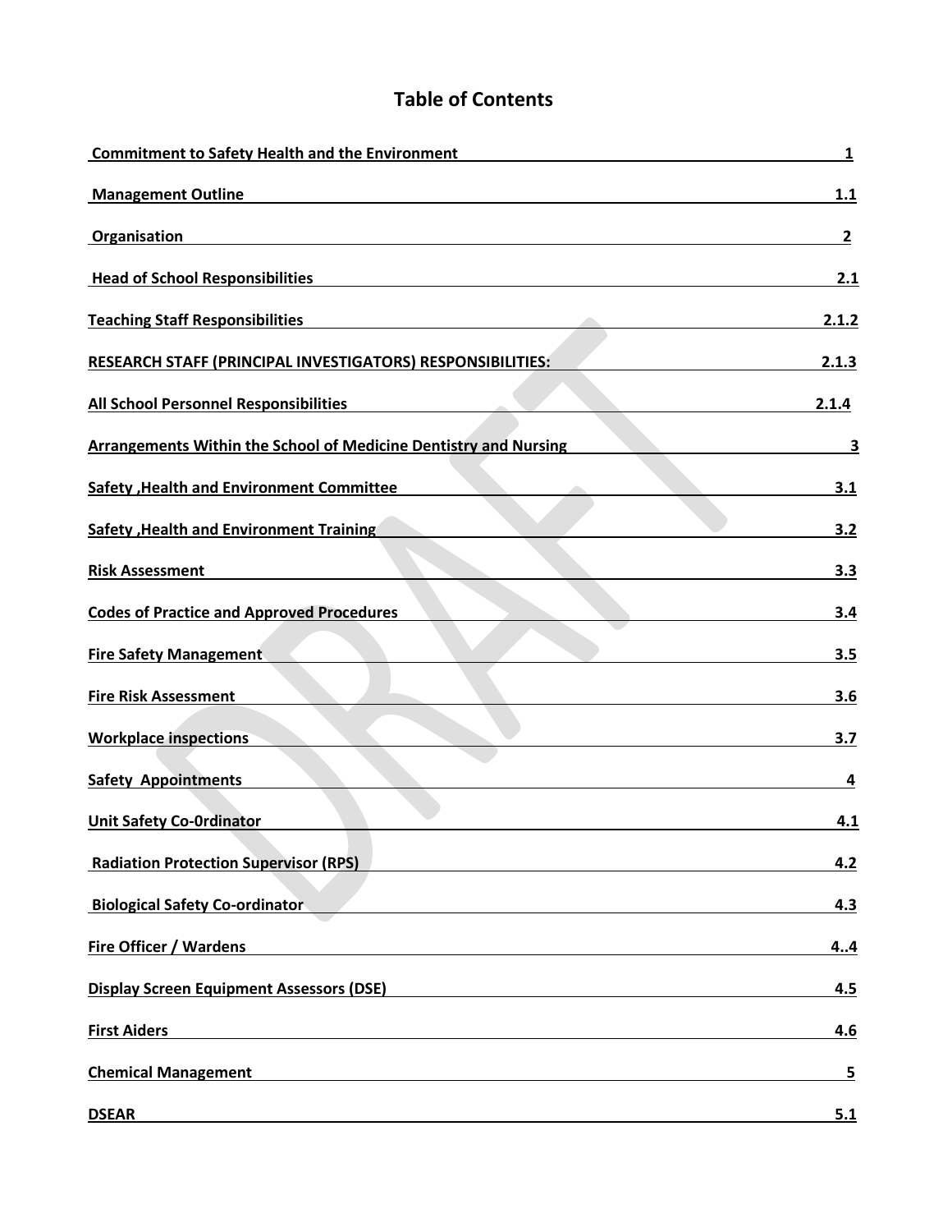# Table of Contents

| | |
|---|---|
| Commitment to Safety Health and the Environment | 1 |
| Management Outline | 1.1 |
| Organisation | 2 |
| Head of School Responsibilities | 2.1 |
| Teaching Staff Responsibilities | 2.1.2 |
| RESEARCH STAFF (PRINCIPAL INVESTIGATORS) RESPONSIBILITIES: | 2.1.3 |
| All School Personnel Responsibilities | 2.1.4 |
| Arrangements Within the School of Medicine Dentistry and Nursing | 3 |
| Safety ,Health and Environment Committee | 3.1 |
| Safety ,Health and Environment Training | 3.2 |
| Risk Assessment | 3.3 |
| Codes of Practice and Approved Procedures | 3.4 |
| Fire Safety Management | 3.5 |
| Fire Risk Assessment | 3.6 |
| Workplace inspections | 3.7 |
| Safety Appointments | 4 |
| Unit Safety Co-0rdinator | 4.1 |
| Radiation Protection Supervisor (RPS) | 4.2 |
| Biological Safety Co-ordinator | 4.3 |
| Fire Officer / Wardens | 4..4 |
| Display Screen Equipment Assessors (DSE) | 4.5 |
| First Aiders | 4.6 |
| Chemical Management | 5 |
| DSEAR | 5.1 |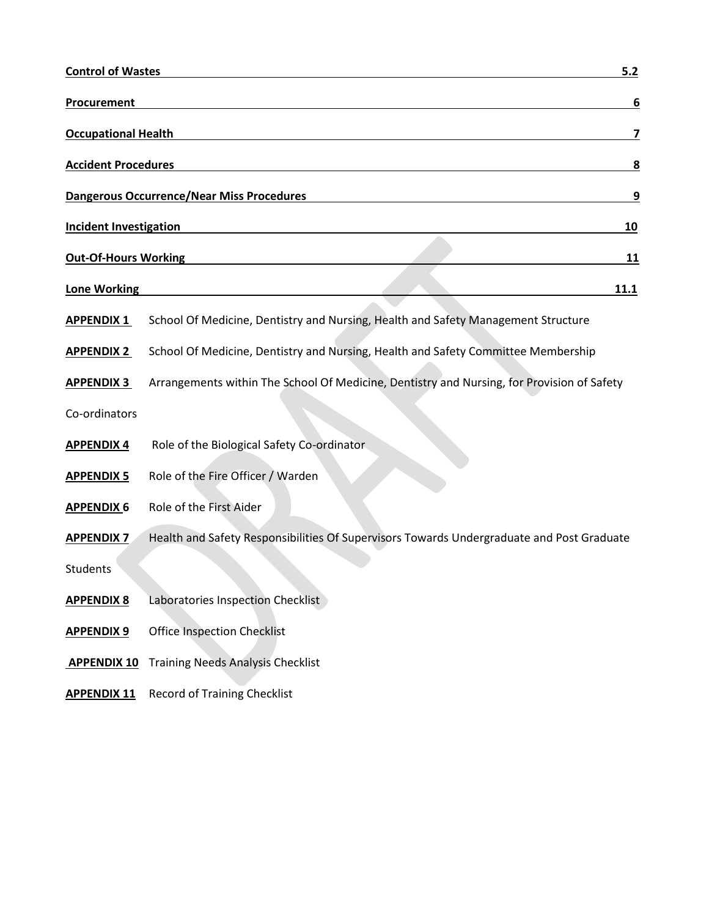**Control of Wastes** 5.2

**Procurement** 6

**Occupational Health** 7

**Accident Procedures** 8

**Dangerous Occurrence/Near Miss Procedures** 9

**Incident Investigation** 10

**Out-Of-Hours Working** 11

**Lone Working** 11.1

**APPENDIX 1** School Of Medicine, Dentistry and Nursing, Health and Safety Management Structure

**APPENDIX 2** School Of Medicine, Dentistry and Nursing, Health and Safety Committee Membership

**APPENDIX 3** Arrangements within The School Of Medicine, Dentistry and Nursing, for Provision of Safety Co-ordinators

**APPENDIX 4** Role of the Biological Safety Co-ordinator

**APPENDIX 5** Role of the Fire Officer / Warden

**APPENDIX 6** Role of the First Aider

**APPENDIX 7** Health and Safety Responsibilities Of Supervisors Towards Undergraduate and Post Graduate Students

**APPENDIX 8** Laboratories Inspection Checklist

**APPENDIX 9** Office Inspection Checklist

**APPENDIX 10** Training Needs Analysis Checklist

**APPENDIX 11** Record of Training Checklist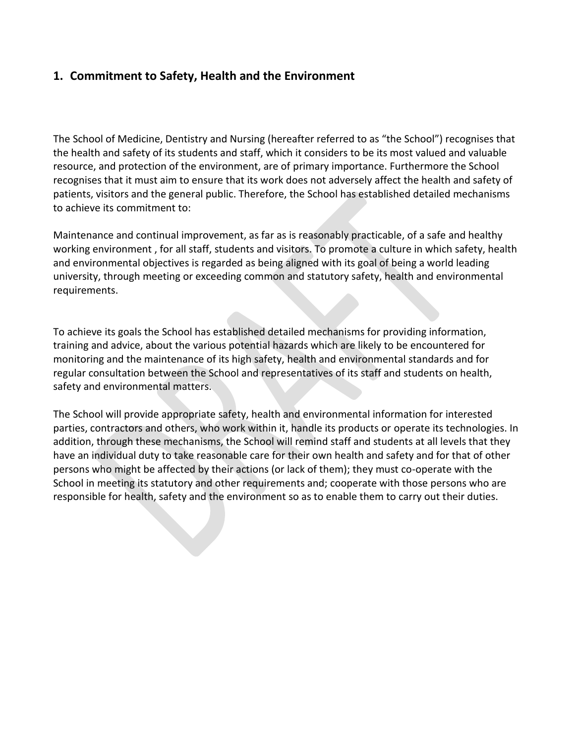## 1. Commitment to Safety, Health and the Environment

The School of Medicine, Dentistry and Nursing (hereafter referred to as "the School") recognises that the health and safety of its students and staff, which it considers to be its most valued and valuable resource, and protection of the environment, are of primary importance. Furthermore the School recognises that it must aim to ensure that its work does not adversely affect the health and safety of patients, visitors and the general public. Therefore, the School has established detailed mechanisms to achieve its commitment to:

Maintenance and continual improvement, as far as is reasonably practicable, of a safe and healthy working environment , for all staff, students and visitors. To promote a culture in which safety, health and environmental objectives is regarded as being aligned with its goal of being a world leading university, through meeting or exceeding common and statutory safety, health and environmental requirements.

To achieve its goals the School has established detailed mechanisms for providing information, training and advice, about the various potential hazards which are likely to be encountered for monitoring and the maintenance of its high safety, health and environmental standards and for regular consultation between the School and representatives of its staff and students on health, safety and environmental matters.

The School will provide appropriate safety, health and environmental information for interested parties, contractors and others, who work within it, handle its products or operate its technologies. In addition, through these mechanisms, the School will remind staff and students at all levels that they have an individual duty to take reasonable care for their own health and safety and for that of other persons who might be affected by their actions (or lack of them); they must co-operate with the School in meeting its statutory and other requirements and; cooperate with those persons who are responsible for health, safety and the environment so as to enable them to carry out their duties.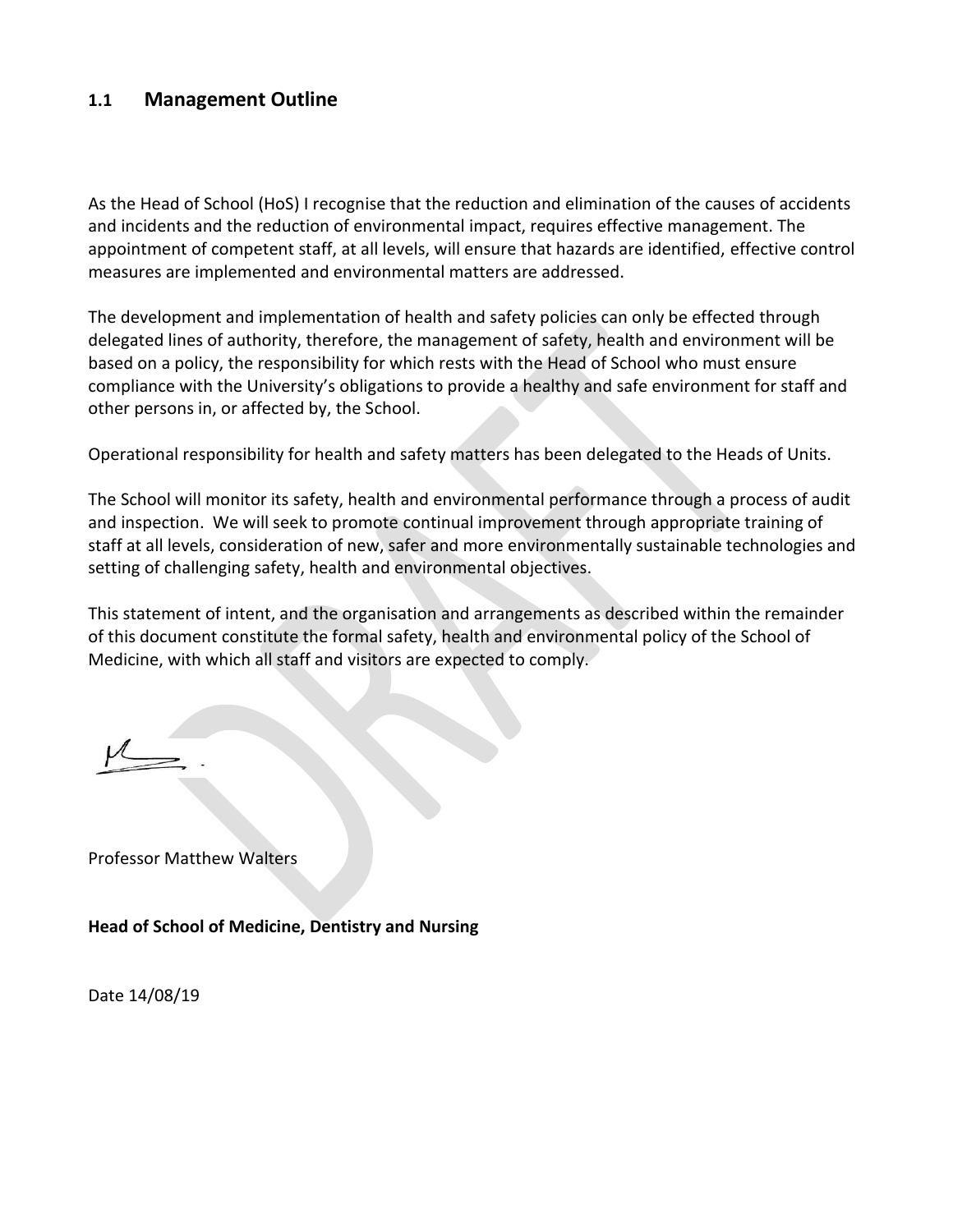## 1.1 Management Outline

As the Head of School (HoS) I recognise that the reduction and elimination of the causes of accidents and incidents and the reduction of environmental impact, requires effective management. The appointment of competent staff, at all levels, will ensure that hazards are identified, effective control measures are implemented and environmental matters are addressed.

The development and implementation of health and safety policies can only be effected through delegated lines of authority, therefore, the management of safety, health and environment will be based on a policy, the responsibility for which rests with the Head of School who must ensure compliance with the University's obligations to provide a healthy and safe environment for staff and other persons in, or affected by, the School.

Operational responsibility for health and safety matters has been delegated to the Heads of Units.

The School will monitor its safety, health and environmental performance through a process of audit and inspection. We will seek to promote continual improvement through appropriate training of staff at all levels, consideration of new, safer and more environmentally sustainable technologies and setting of challenging safety, health and environmental objectives.

This statement of intent, and the organisation and arrangements as described within the remainder of this document constitute the formal safety, health and environmental policy of the School of Medicine, with which all staff and visitors are expected to comply.

Professor Matthew Walters

**Head of School of Medicine, Dentistry and Nursing**

Date 14/08/19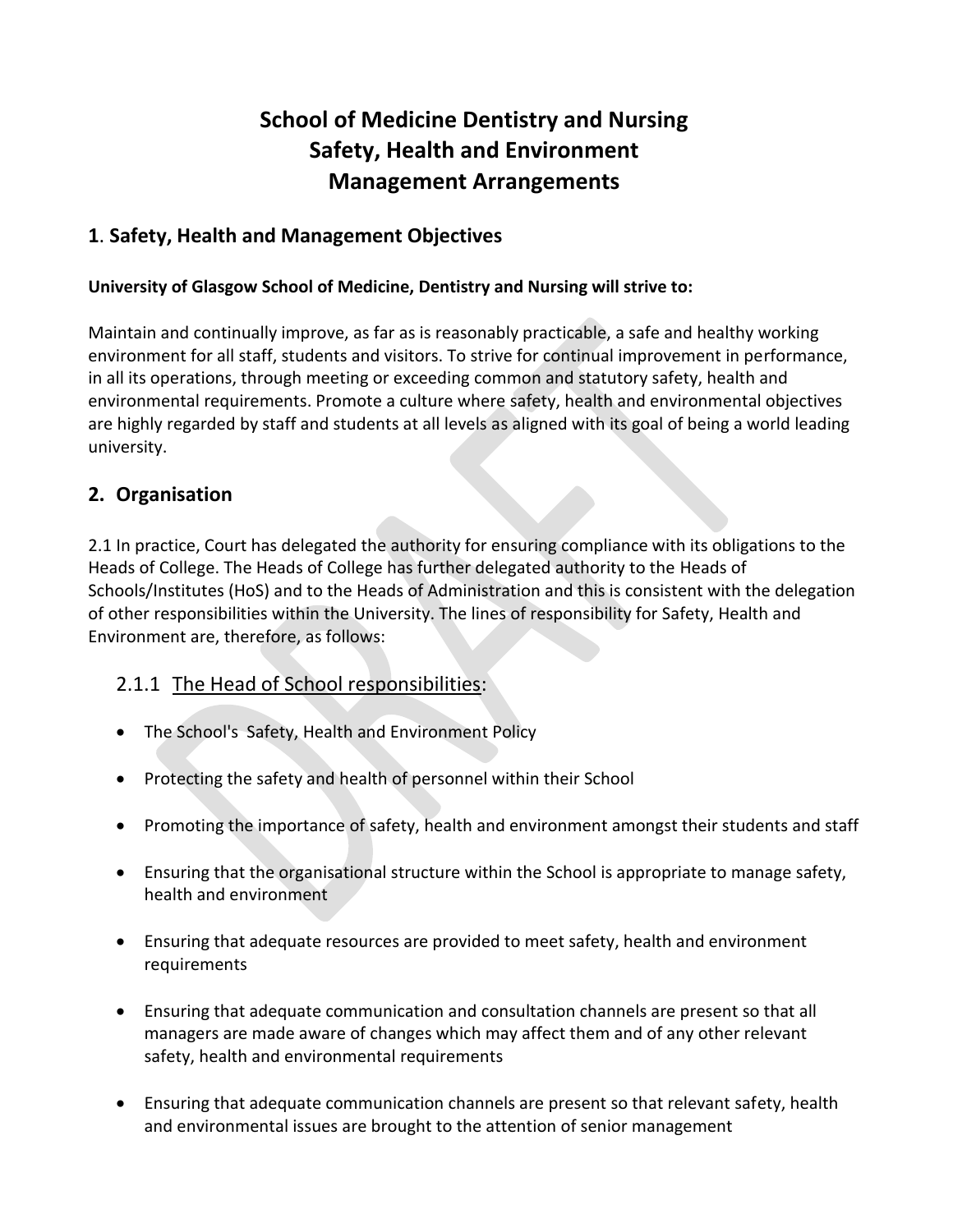# School of Medicine Dentistry and Nursing
# Safety, Health and Environment
# Management Arrangements

## 1. Safety, Health and Management Objectives

**University of Glasgow School of Medicine, Dentistry and Nursing will strive to:**

Maintain and continually improve, as far as is reasonably practicable, a safe and healthy working environment for all staff, students and visitors. To strive for continual improvement in performance, in all its operations, through meeting or exceeding common and statutory safety, health and environmental requirements. Promote a culture where safety, health and environmental objectives are highly regarded by staff and students at all levels as aligned with its goal of being a world leading university.

## 2. Organisation

2.1 In practice, Court has delegated the authority for ensuring compliance with its obligations to the Heads of College. The Heads of College has further delegated authority to the Heads of Schools/Institutes (HoS) and to the Heads of Administration and this is consistent with the delegation of other responsibilities within the University. The lines of responsibility for Safety, Health and Environment are, therefore, as follows:

### 2.1.1 The Head of School responsibilities:

- The School's Safety, Health and Environment Policy
- Protecting the safety and health of personnel within their School
- Promoting the importance of safety, health and environment amongst their students and staff
- Ensuring that the organisational structure within the School is appropriate to manage safety, health and environment
- Ensuring that adequate resources are provided to meet safety, health and environment requirements
- Ensuring that adequate communication and consultation channels are present so that all managers are made aware of changes which may affect them and of any other relevant safety, health and environmental requirements
- Ensuring that adequate communication channels are present so that relevant safety, health and environmental issues are brought to the attention of senior management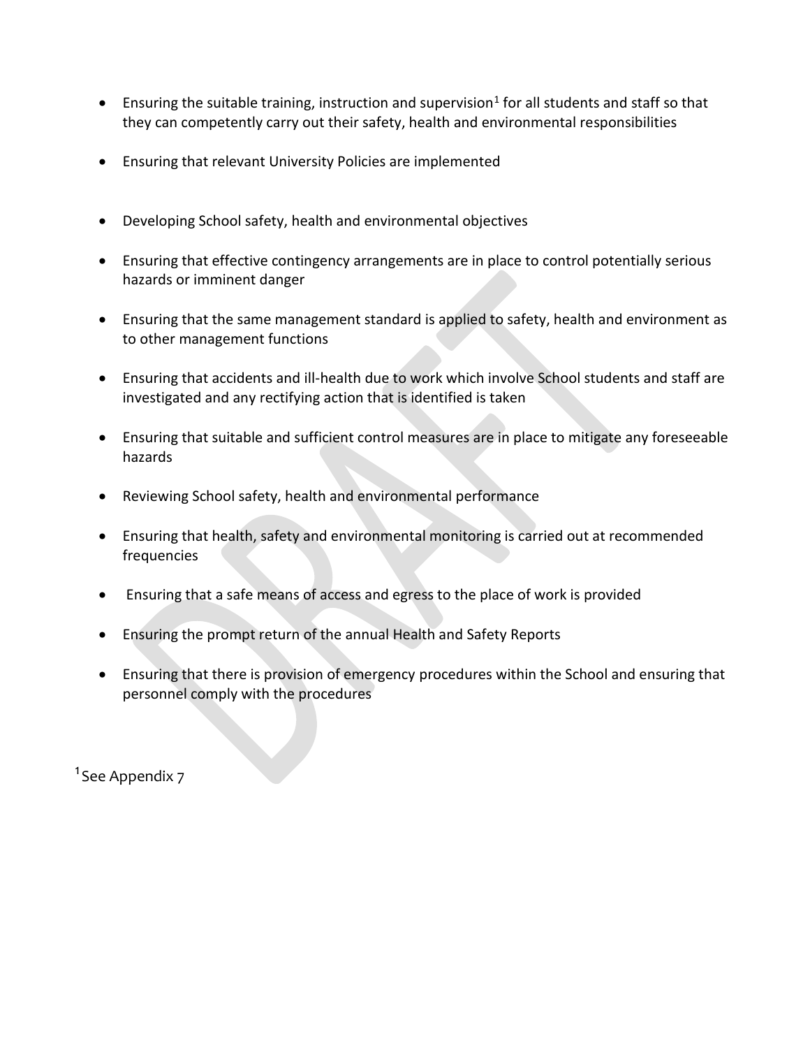- Ensuring the suitable training, instruction and supervision[1] for all students and staff so that they can competently carry out their safety, health and environmental responsibilities
- Ensuring that relevant University Policies are implemented
- Developing School safety, health and environmental objectives
- Ensuring that effective contingency arrangements are in place to control potentially serious hazards or imminent danger
- Ensuring that the same management standard is applied to safety, health and environment as to other management functions
- Ensuring that accidents and ill-health due to work which involve School students and staff are investigated and any rectifying action that is identified is taken
- Ensuring that suitable and sufficient control measures are in place to mitigate any foreseeable hazards
- Reviewing School safety, health and environmental performance
- Ensuring that health, safety and environmental monitoring is carried out at recommended frequencies
- Ensuring that a safe means of access and egress to the place of work is provided
- Ensuring the prompt return of the annual Health and Safety Reports
- Ensuring that there is provision of emergency procedures within the School and ensuring that personnel comply with the procedures

[1] See Appendix 7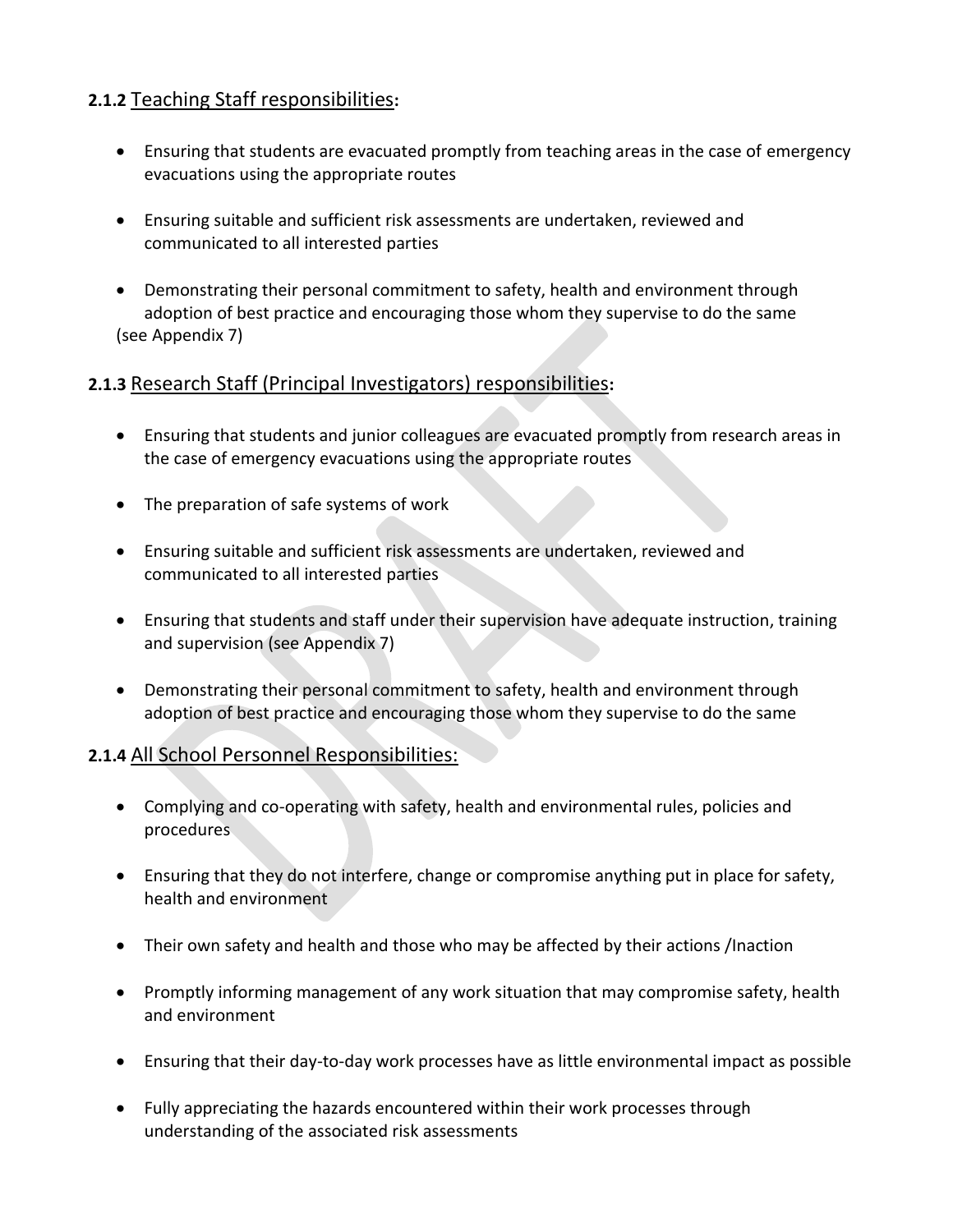### 2.1.2 Teaching Staff responsibilities:

- Ensuring that students are evacuated promptly from teaching areas in the case of emergency evacuations using the appropriate routes
- Ensuring suitable and sufficient risk assessments are undertaken, reviewed and communicated to all interested parties
- Demonstrating their personal commitment to safety, health and environment through adoption of best practice and encouraging those whom they supervise to do the same

(see Appendix 7)

### 2.1.3 Research Staff (Principal Investigators) responsibilities:

- Ensuring that students and junior colleagues are evacuated promptly from research areas in the case of emergency evacuations using the appropriate routes
- The preparation of safe systems of work
- Ensuring suitable and sufficient risk assessments are undertaken, reviewed and communicated to all interested parties
- Ensuring that students and staff under their supervision have adequate instruction, training and supervision (see Appendix 7)
- Demonstrating their personal commitment to safety, health and environment through adoption of best practice and encouraging those whom they supervise to do the same

### 2.1.4 All School Personnel Responsibilities:

- Complying and co-operating with safety, health and environmental rules, policies and procedures
- Ensuring that they do not interfere, change or compromise anything put in place for safety, health and environment
- Their own safety and health and those who may be affected by their actions /Inaction
- Promptly informing management of any work situation that may compromise safety, health and environment
- Ensuring that their day-to-day work processes have as little environmental impact as possible
- Fully appreciating the hazards encountered within their work processes through understanding of the associated risk assessments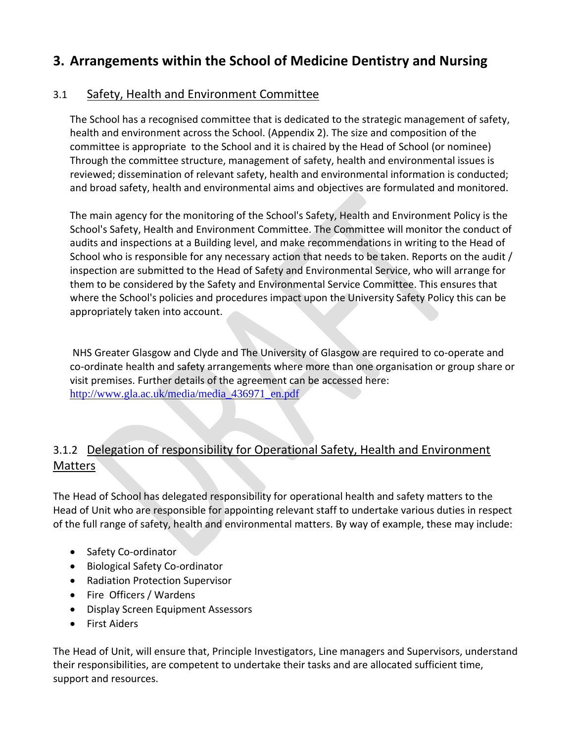## 3. Arrangements within the School of Medicine Dentistry and Nursing

### 3.1 Safety, Health and Environment Committee

The School has a recognised committee that is dedicated to the strategic management of safety, health and environment across the School. (Appendix 2). The size and composition of the committee is appropriate to the School and it is chaired by the Head of School (or nominee) Through the committee structure, management of safety, health and environmental issues is reviewed; dissemination of relevant safety, health and environmental information is conducted; and broad safety, health and environmental aims and objectives are formulated and monitored.

The main agency for the monitoring of the School's Safety, Health and Environment Policy is the School's Safety, Health and Environment Committee. The Committee will monitor the conduct of audits and inspections at a Building level, and make recommendations in writing to the Head of School who is responsible for any necessary action that needs to be taken. Reports on the audit / inspection are submitted to the Head of Safety and Environmental Service, who will arrange for them to be considered by the Safety and Environmental Service Committee. This ensures that where the School's policies and procedures impact upon the University Safety Policy this can be appropriately taken into account.

NHS Greater Glasgow and Clyde and The University of Glasgow are required to co-operate and co-ordinate health and safety arrangements where more than one organisation or group share or visit premises. Further details of the agreement can be accessed here: [http://www.gla.ac.uk/media/media_436971_en.pdf](http://www.gla.ac.uk/media/media_436971_en.pdf)

### 3.1.2 Delegation of responsibility for Operational Safety, Health and Environment Matters

The Head of School has delegated responsibility for operational health and safety matters to the Head of Unit who are responsible for appointing relevant staff to undertake various duties in respect of the full range of safety, health and environmental matters. By way of example, these may include:

- Safety Co-ordinator
- Biological Safety Co-ordinator
- Radiation Protection Supervisor
- Fire Officers / Wardens
- Display Screen Equipment Assessors
- First Aiders

The Head of Unit, will ensure that, Principle Investigators, Line managers and Supervisors, understand their responsibilities, are competent to undertake their tasks and are allocated sufficient time, support and resources.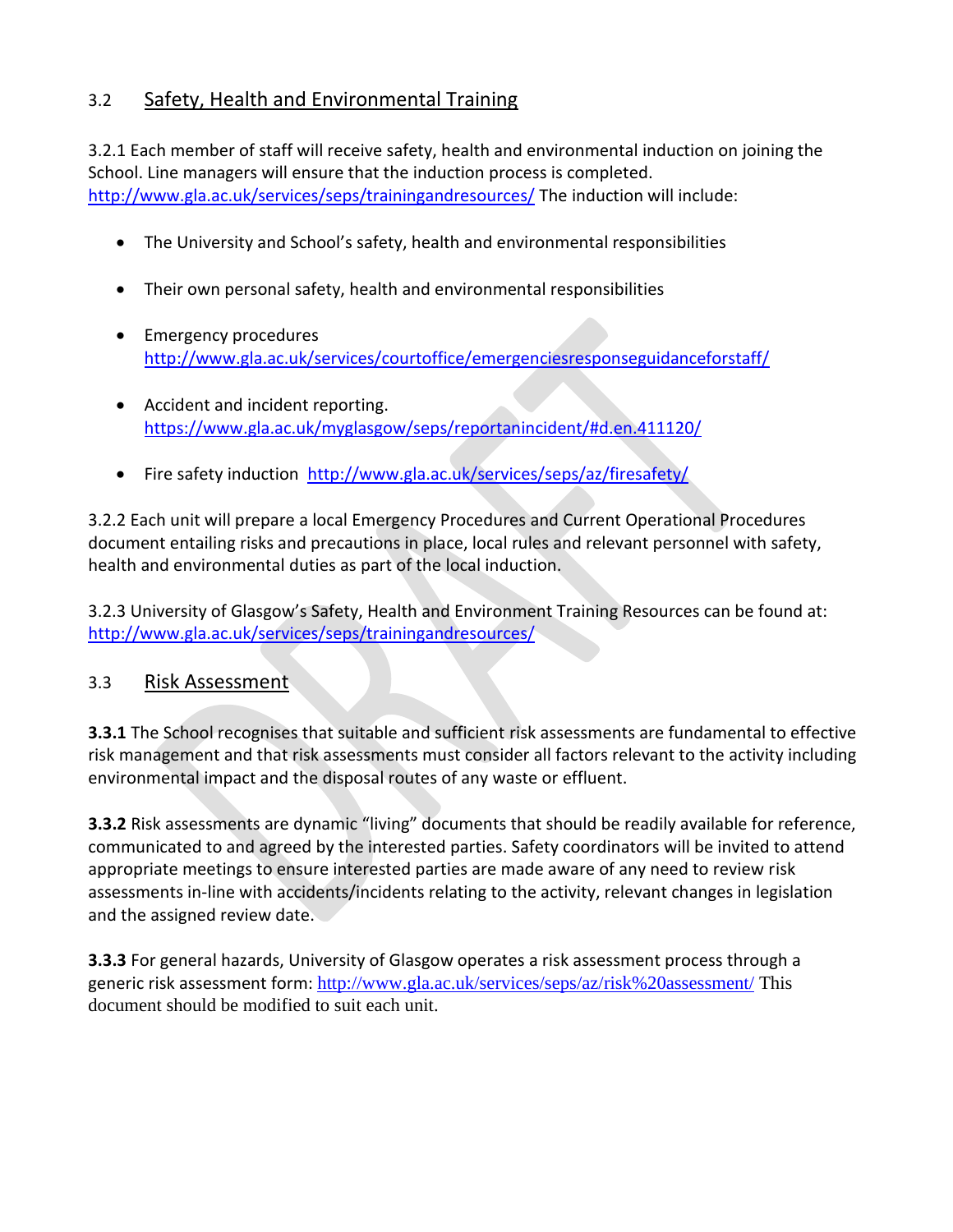## 3.2 Safety, Health and Environmental Training

3.2.1 Each member of staff will receive safety, health and environmental induction on joining the School. Line managers will ensure that the induction process is completed. http://www.gla.ac.uk/services/seps/trainingandresources/ The induction will include:

- The University and School's safety, health and environmental responsibilities
- Their own personal safety, health and environmental responsibilities
- Emergency procedures http://www.gla.ac.uk/services/courtoffice/emergenciesresponseguidanceforstaff/
- Accident and incident reporting. https://www.gla.ac.uk/myglasgow/seps/reportanincident/#d.en.411120/
- Fire safety induction http://www.gla.ac.uk/services/seps/az/firesafety/

3.2.2 Each unit will prepare a local Emergency Procedures and Current Operational Procedures document entailing risks and precautions in place, local rules and relevant personnel with safety, health and environmental duties as part of the local induction.

3.2.3 University of Glasgow's Safety, Health and Environment Training Resources can be found at: http://www.gla.ac.uk/services/seps/trainingandresources/

## 3.3 Risk Assessment

**3.3.1** The School recognises that suitable and sufficient risk assessments are fundamental to effective risk management and that risk assessments must consider all factors relevant to the activity including environmental impact and the disposal routes of any waste or effluent.

**3.3.2** Risk assessments are dynamic "living" documents that should be readily available for reference, communicated to and agreed by the interested parties. Safety coordinators will be invited to attend appropriate meetings to ensure interested parties are made aware of any need to review risk assessments in-line with accidents/incidents relating to the activity, relevant changes in legislation and the assigned review date.

**3.3.3** For general hazards, University of Glasgow operates a risk assessment process through a generic risk assessment form: http://www.gla.ac.uk/services/seps/az/risk%20assessment/ This document should be modified to suit each unit.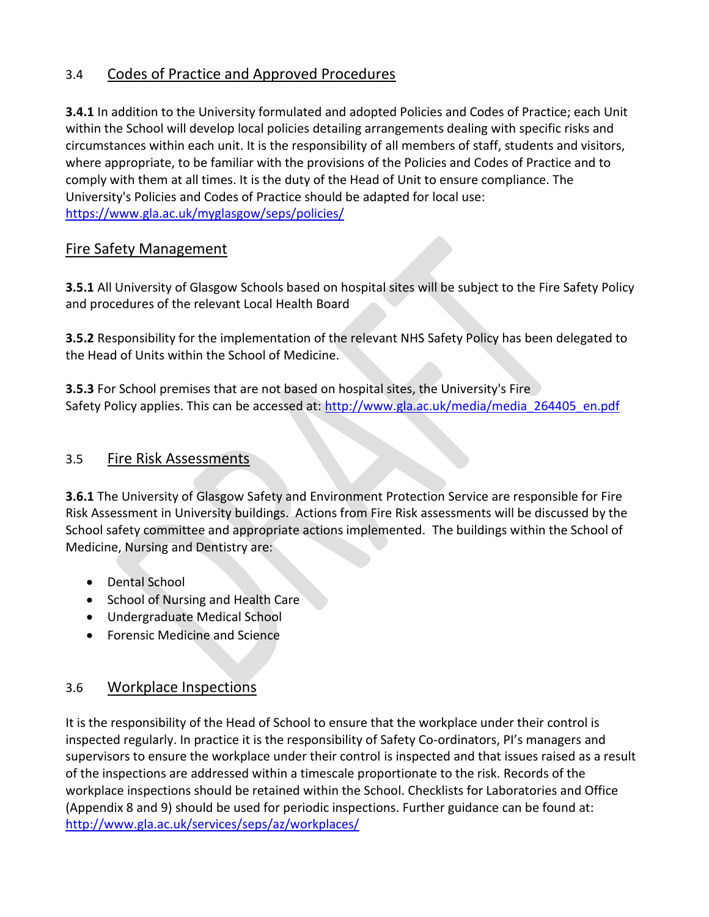## 3.4 Codes of Practice and Approved Procedures

**3.4.1** In addition to the University formulated and adopted Policies and Codes of Practice; each Unit within the School will develop local policies detailing arrangements dealing with specific risks and circumstances within each unit. It is the responsibility of all members of staff, students and visitors, where appropriate, to be familiar with the provisions of the Policies and Codes of Practice and to comply with them at all times. It is the duty of the Head of Unit to ensure compliance. The University's Policies and Codes of Practice should be adapted for local use: https://www.gla.ac.uk/myglasgow/seps/policies/

## Fire Safety Management

**3.5.1** All University of Glasgow Schools based on hospital sites will be subject to the Fire Safety Policy and procedures of the relevant Local Health Board

**3.5.2** Responsibility for the implementation of the relevant NHS Safety Policy has been delegated to the Head of Units within the School of Medicine.

**3.5.3** For School premises that are not based on hospital sites, the University's Fire Safety Policy applies. This can be accessed at: http://www.gla.ac.uk/media/media_264405_en.pdf

## 3.5 Fire Risk Assessments

**3.6.1** The University of Glasgow Safety and Environment Protection Service are responsible for Fire Risk Assessment in University buildings. Actions from Fire Risk assessments will be discussed by the School safety committee and appropriate actions implemented. The buildings within the School of Medicine, Nursing and Dentistry are:

- Dental School
- School of Nursing and Health Care
- Undergraduate Medical School
- Forensic Medicine and Science

## 3.6 Workplace Inspections

It is the responsibility of the Head of School to ensure that the workplace under their control is inspected regularly. In practice it is the responsibility of Safety Co-ordinators, PI's managers and supervisors to ensure the workplace under their control is inspected and that issues raised as a result of the inspections are addressed within a timescale proportionate to the risk. Records of the workplace inspections should be retained within the School. Checklists for Laboratories and Office (Appendix 8 and 9) should be used for periodic inspections. Further guidance can be found at: http://www.gla.ac.uk/services/seps/az/workplaces/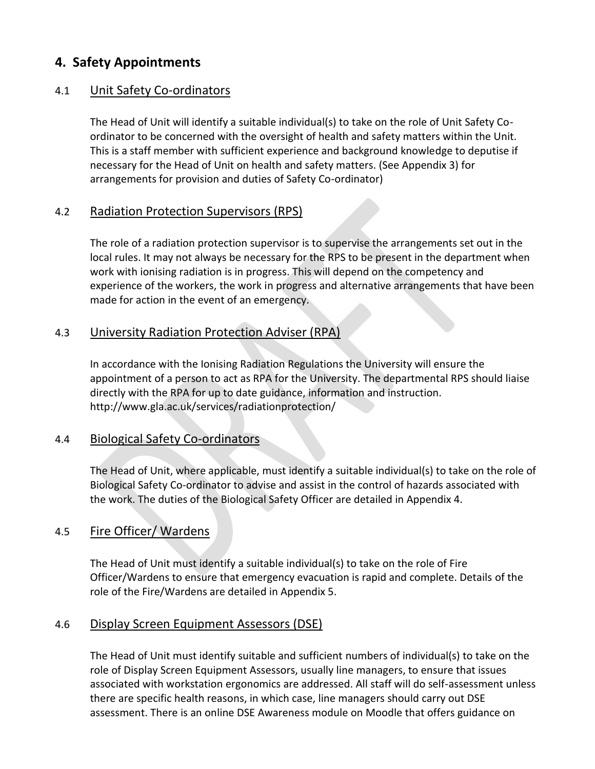## 4. Safety Appointments

### 4.1 Unit Safety Co-ordinators

The Head of Unit will identify a suitable individual(s) to take on the role of Unit Safety Co-ordinator to be concerned with the oversight of health and safety matters within the Unit. This is a staff member with sufficient experience and background knowledge to deputise if necessary for the Head of Unit on health and safety matters. (See Appendix 3) for arrangements for provision and duties of Safety Co-ordinator)

### 4.2 Radiation Protection Supervisors (RPS)

The role of a radiation protection supervisor is to supervise the arrangements set out in the local rules. It may not always be necessary for the RPS to be present in the department when work with ionising radiation is in progress. This will depend on the competency and experience of the workers, the work in progress and alternative arrangements that have been made for action in the event of an emergency.

### 4.3 University Radiation Protection Adviser (RPA)

In accordance with the Ionising Radiation Regulations the University will ensure the appointment of a person to act as RPA for the University. The departmental RPS should liaise directly with the RPA for up to date guidance, information and instruction. http://www.gla.ac.uk/services/radiationprotection/

### 4.4 Biological Safety Co-ordinators

The Head of Unit, where applicable, must identify a suitable individual(s) to take on the role of Biological Safety Co-ordinator to advise and assist in the control of hazards associated with the work. The duties of the Biological Safety Officer are detailed in Appendix 4.

### 4.5 Fire Officer/ Wardens

The Head of Unit must identify a suitable individual(s) to take on the role of Fire Officer/Wardens to ensure that emergency evacuation is rapid and complete. Details of the role of the Fire/Wardens are detailed in Appendix 5.

### 4.6 Display Screen Equipment Assessors (DSE)

The Head of Unit must identify suitable and sufficient numbers of individual(s) to take on the role of Display Screen Equipment Assessors, usually line managers, to ensure that issues associated with workstation ergonomics are addressed. All staff will do self-assessment unless there are specific health reasons, in which case, line managers should carry out DSE assessment. There is an online DSE Awareness module on Moodle that offers guidance on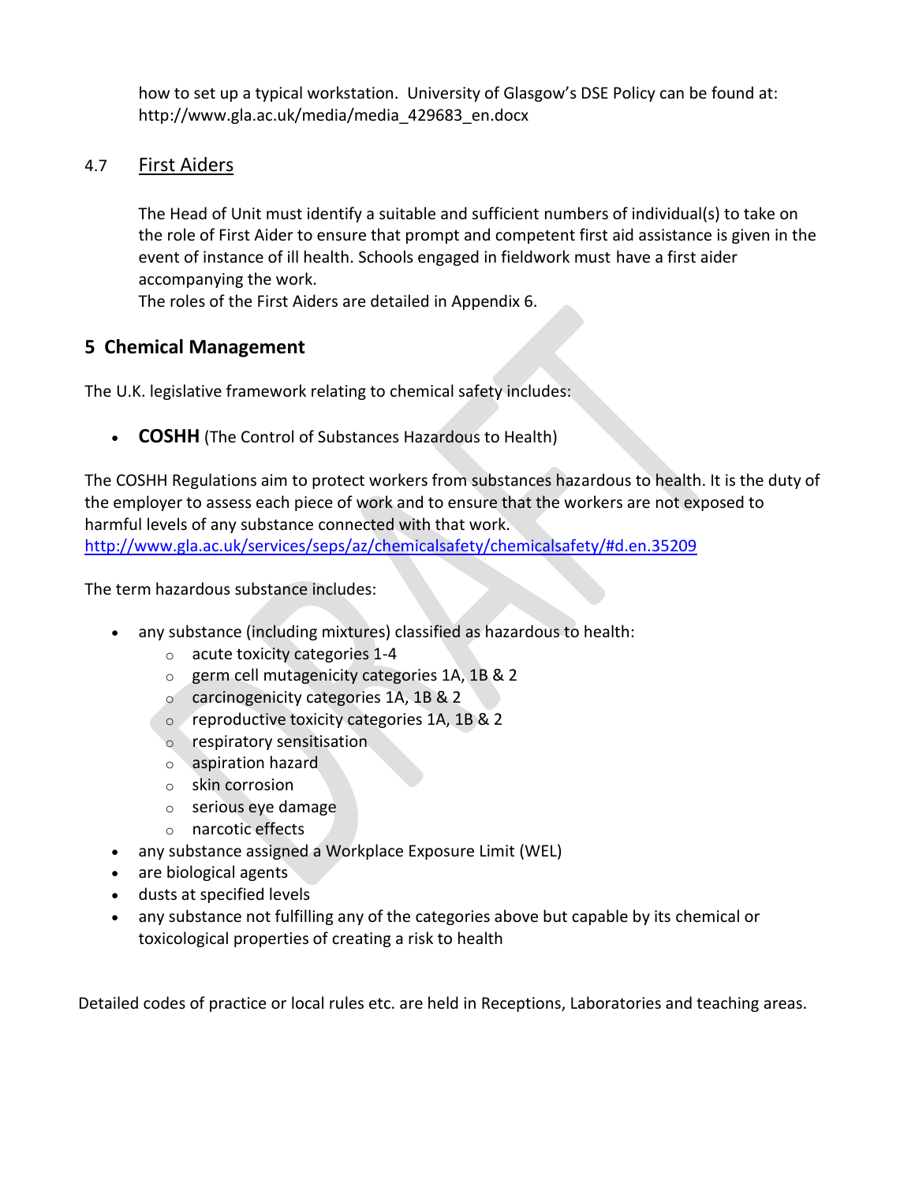how to set up a typical workstation. University of Glasgow's DSE Policy can be found at: http://www.gla.ac.uk/media/media_429683_en.docx

### 4.7 First Aiders

The Head of Unit must identify a suitable and sufficient numbers of individual(s) to take on the role of First Aider to ensure that prompt and competent first aid assistance is given in the event of instance of ill health. Schools engaged in fieldwork must have a first aider accompanying the work.
The roles of the First Aiders are detailed in Appendix 6.

## 5 Chemical Management

The U.K. legislative framework relating to chemical safety includes:

- **COSHH** (The Control of Substances Hazardous to Health)

The COSHH Regulations aim to protect workers from substances hazardous to health. It is the duty of the employer to assess each piece of work and to ensure that the workers are not exposed to harmful levels of any substance connected with that work.
http://www.gla.ac.uk/services/seps/az/chemicalsafety/chemicalsafety/#d.en.35209

The term hazardous substance includes:

- any substance (including mixtures) classified as hazardous to health:
  - acute toxicity categories 1-4
  - germ cell mutagenicity categories 1A, 1B & 2
  - carcinogenicity categories 1A, 1B & 2
  - reproductive toxicity categories 1A, 1B & 2
  - respiratory sensitisation
  - aspiration hazard
  - skin corrosion
  - serious eye damage
  - narcotic effects
- any substance assigned a Workplace Exposure Limit (WEL)
- are biological agents
- dusts at specified levels
- any substance not fulfilling any of the categories above but capable by its chemical or toxicological properties of creating a risk to health

Detailed codes of practice or local rules etc. are held in Receptions, Laboratories and teaching areas.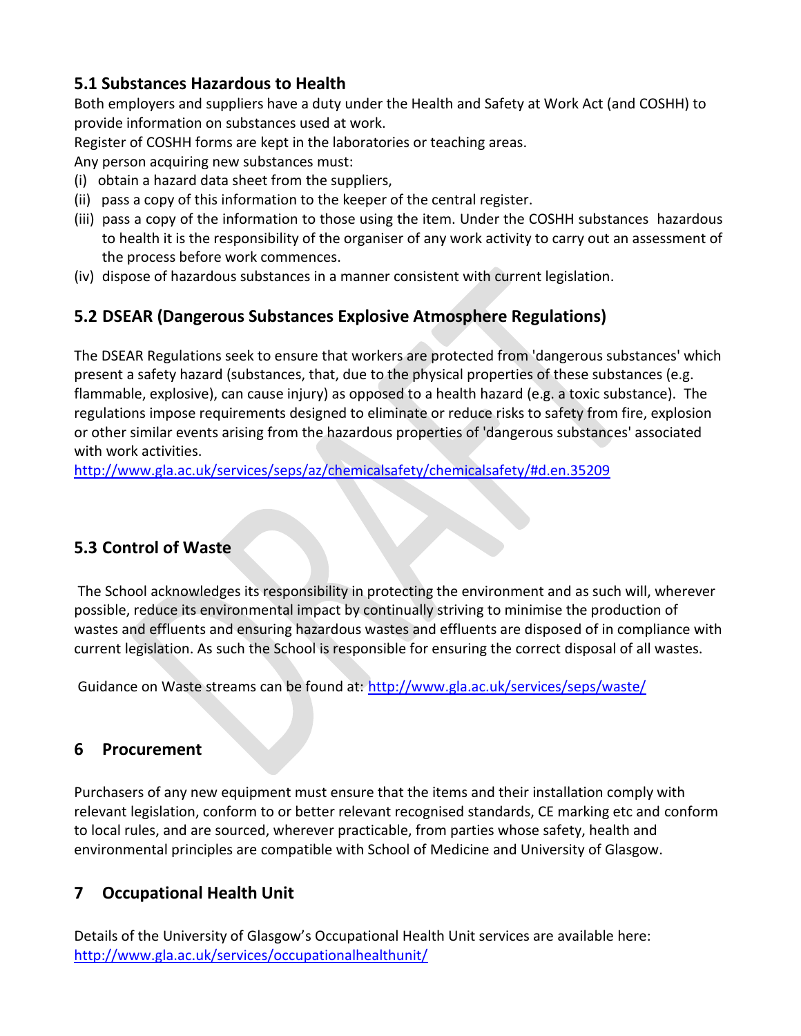## 5.1 Substances Hazardous to Health

Both employers and suppliers have a duty under the Health and Safety at Work Act (and COSHH) to provide information on substances used at work.

Register of COSHH forms are kept in the laboratories or teaching areas.

Any person acquiring new substances must:

(i) obtain a hazard data sheet from the suppliers,

(ii) pass a copy of this information to the keeper of the central register.

(iii) pass a copy of the information to those using the item. Under the COSHH substances hazardous to health it is the responsibility of the organiser of any work activity to carry out an assessment of the process before work commences.

(iv) dispose of hazardous substances in a manner consistent with current legislation.

## 5.2 DSEAR (Dangerous Substances Explosive Atmosphere Regulations)

The DSEAR Regulations seek to ensure that workers are protected from 'dangerous substances' which present a safety hazard (substances, that, due to the physical properties of these substances (e.g. flammable, explosive), can cause injury) as opposed to a health hazard (e.g. a toxic substance). The regulations impose requirements designed to eliminate or reduce risks to safety from fire, explosion or other similar events arising from the hazardous properties of 'dangerous substances' associated with work activities.

http://www.gla.ac.uk/services/seps/az/chemicalsafety/chemicalsafety/#d.en.35209

## 5.3 Control of Waste

The School acknowledges its responsibility in protecting the environment and as such will, wherever possible, reduce its environmental impact by continually striving to minimise the production of wastes and effluents and ensuring hazardous wastes and effluents are disposed of in compliance with current legislation. As such the School is responsible for ensuring the correct disposal of all wastes.

Guidance on Waste streams can be found at: http://www.gla.ac.uk/services/seps/waste/

## 6 Procurement

Purchasers of any new equipment must ensure that the items and their installation comply with relevant legislation, conform to or better relevant recognised standards, CE marking etc and conform to local rules, and are sourced, wherever practicable, from parties whose safety, health and environmental principles are compatible with School of Medicine and University of Glasgow.

## 7 Occupational Health Unit

Details of the University of Glasgow's Occupational Health Unit services are available here: http://www.gla.ac.uk/services/occupationalhealthunit/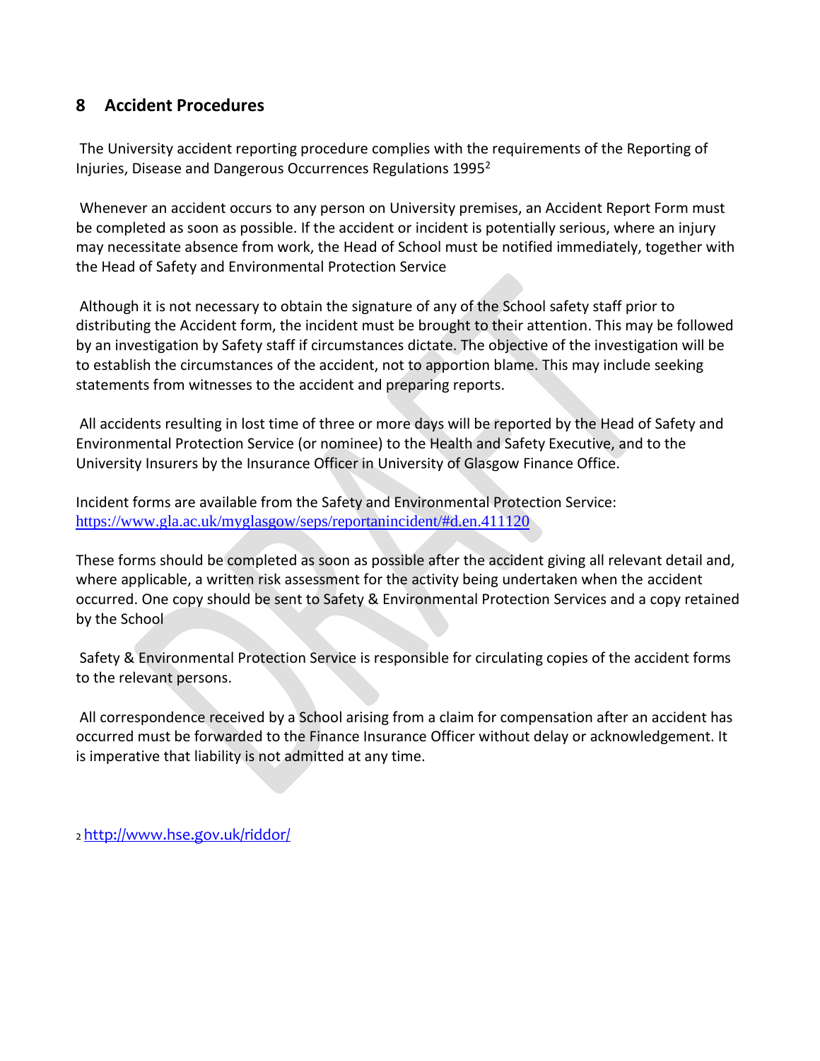## 8 Accident Procedures

The University accident reporting procedure complies with the requirements of the Reporting of Injuries, Disease and Dangerous Occurrences Regulations 1995[2]

Whenever an accident occurs to any person on University premises, an Accident Report Form must be completed as soon as possible. If the accident or incident is potentially serious, where an injury may necessitate absence from work, the Head of School must be notified immediately, together with the Head of Safety and Environmental Protection Service

Although it is not necessary to obtain the signature of any of the School safety staff prior to distributing the Accident form, the incident must be brought to their attention. This may be followed by an investigation by Safety staff if circumstances dictate. The objective of the investigation will be to establish the circumstances of the accident, not to apportion blame. This may include seeking statements from witnesses to the accident and preparing reports.

All accidents resulting in lost time of three or more days will be reported by the Head of Safety and Environmental Protection Service (or nominee) to the Health and Safety Executive, and to the University Insurers by the Insurance Officer in University of Glasgow Finance Office.

Incident forms are available from the Safety and Environmental Protection Service: https://www.gla.ac.uk/myglasgow/seps/reportanincident/#d.en.411120

These forms should be completed as soon as possible after the accident giving all relevant detail and, where applicable, a written risk assessment for the activity being undertaken when the accident occurred. One copy should be sent to Safety & Environmental Protection Services and a copy retained by the School

Safety & Environmental Protection Service is responsible for circulating copies of the accident forms to the relevant persons.

All correspondence received by a School arising from a claim for compensation after an accident has occurred must be forwarded to the Finance Insurance Officer without delay or acknowledgement. It is imperative that liability is not admitted at any time.

[2] http://www.hse.gov.uk/riddor/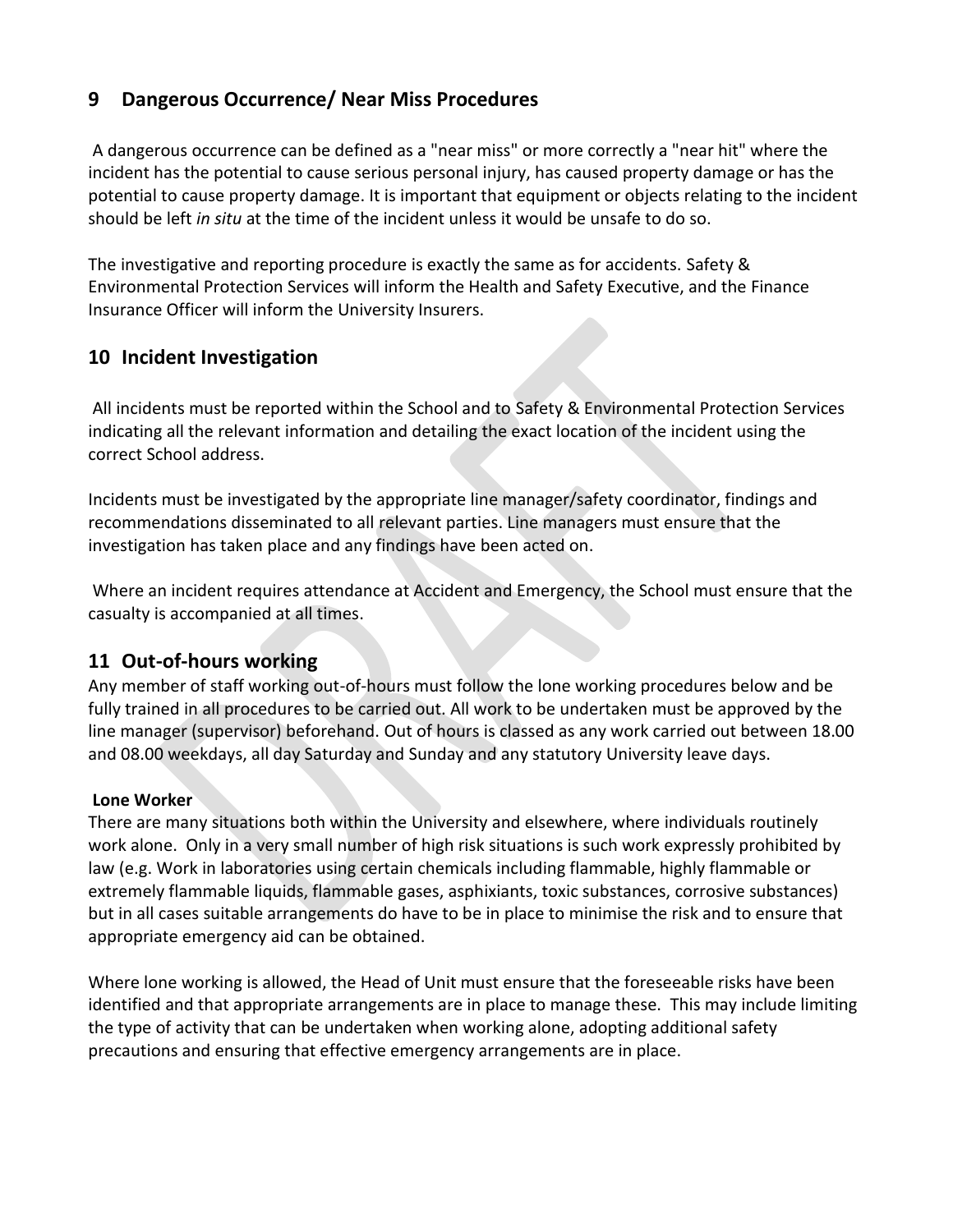## 9 Dangerous Occurrence/ Near Miss Procedures

A dangerous occurrence can be defined as a "near miss" or more correctly a "near hit" where the incident has the potential to cause serious personal injury, has caused property damage or has the potential to cause property damage. It is important that equipment or objects relating to the incident should be left *in situ* at the time of the incident unless it would be unsafe to do so.

The investigative and reporting procedure is exactly the same as for accidents. Safety & Environmental Protection Services will inform the Health and Safety Executive, and the Finance Insurance Officer will inform the University Insurers.

## 10 Incident Investigation

All incidents must be reported within the School and to Safety & Environmental Protection Services indicating all the relevant information and detailing the exact location of the incident using the correct School address.

Incidents must be investigated by the appropriate line manager/safety coordinator, findings and recommendations disseminated to all relevant parties. Line managers must ensure that the investigation has taken place and any findings have been acted on.

Where an incident requires attendance at Accident and Emergency, the School must ensure that the casualty is accompanied at all times.

## 11 Out-of-hours working

Any member of staff working out-of-hours must follow the lone working procedures below and be fully trained in all procedures to be carried out. All work to be undertaken must be approved by the line manager (supervisor) beforehand. Out of hours is classed as any work carried out between 18.00 and 08.00 weekdays, all day Saturday and Sunday and any statutory University leave days.

**Lone Worker**

There are many situations both within the University and elsewhere, where individuals routinely work alone. Only in a very small number of high risk situations is such work expressly prohibited by law (e.g. Work in laboratories using certain chemicals including flammable, highly flammable or extremely flammable liquids, flammable gases, asphixiants, toxic substances, corrosive substances) but in all cases suitable arrangements do have to be in place to minimise the risk and to ensure that appropriate emergency aid can be obtained.

Where lone working is allowed, the Head of Unit must ensure that the foreseeable risks have been identified and that appropriate arrangements are in place to manage these. This may include limiting the type of activity that can be undertaken when working alone, adopting additional safety precautions and ensuring that effective emergency arrangements are in place.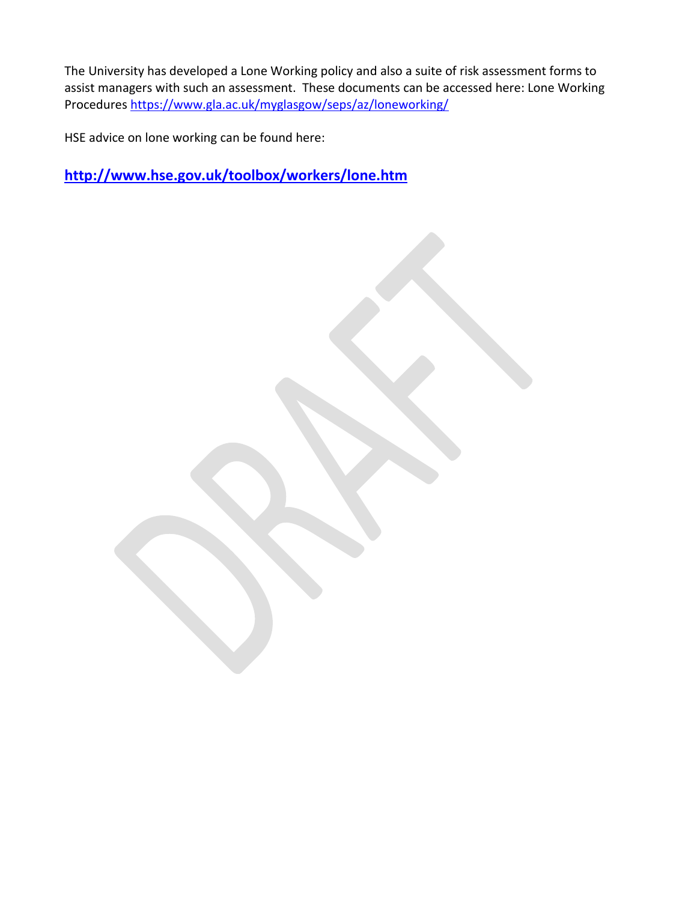The University has developed a Lone Working policy and also a suite of risk assessment forms to assist managers with such an assessment. These documents can be accessed here: Lone Working Procedures https://www.gla.ac.uk/myglasgow/seps/az/loneworking/

HSE advice on lone working can be found here:

**http://www.hse.gov.uk/toolbox/workers/lone.htm**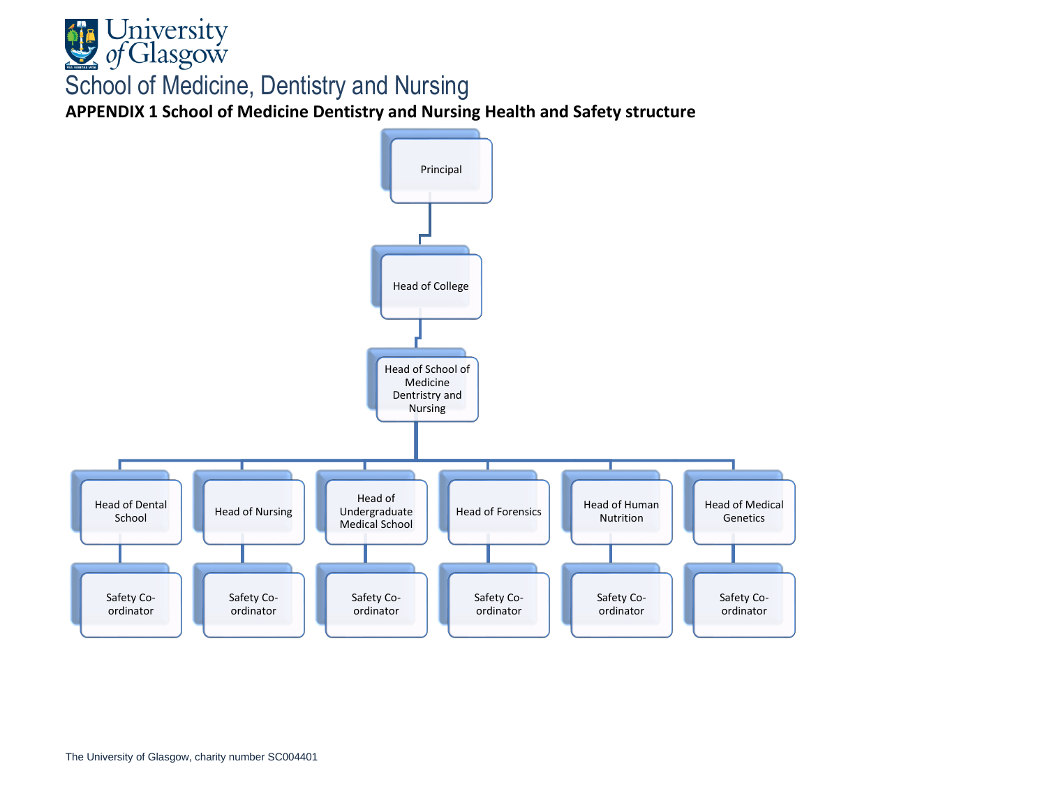University of Glasgow

# School of Medicine, Dentistry and Nursing

## APPENDIX 1 School of Medicine Dentistry and Nursing Health and Safety structure

- Principal
  - Head of College
    - Head of School of Medicine Dentristry and Nursing
      - Head of Dental School
        - Safety Co-ordinator
      - Head of Nursing
        - Safety Co-ordinator
      - Head of Undergraduate Medical School
        - Safety Co-ordinator
      - Head of Forensics
        - Safety Co-ordinator
      - Head of Human Nutrition
        - Safety Co-ordinator
      - Head of Medical Genetics
        - Safety Co-ordinator

The University of Glasgow, charity number SC004401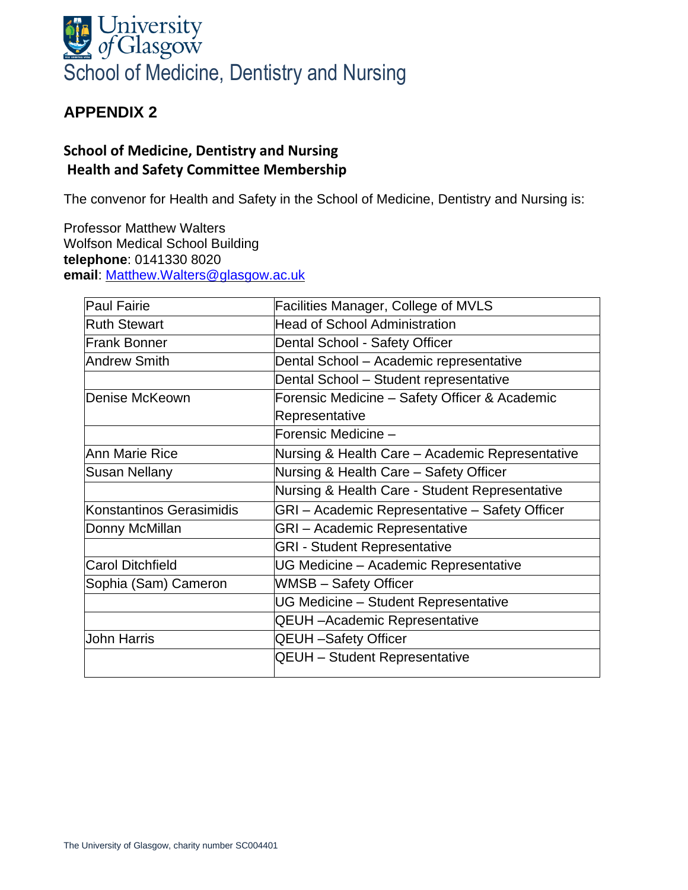University of Glasgow
School of Medicine, Dentistry and Nursing

## APPENDIX 2

### School of Medicine, Dentistry and Nursing Health and Safety Committee Membership

The convenor for Health and Safety in the School of Medicine, Dentistry and Nursing is:

Professor Matthew Walters
Wolfson Medical School Building
**telephone**: 0141330 8020
**email**: Matthew.Walters@glasgow.ac.uk

| | |
|---|---|
| Paul Fairie | Facilities Manager, College of MVLS |
| Ruth Stewart | Head of School Administration |
| Frank Bonner | Dental School - Safety Officer |
| Andrew Smith | Dental School – Academic representative |
| | Dental School – Student representative |
| Denise McKeown | Forensic Medicine – Safety Officer & Academic Representative |
| | Forensic Medicine – |
| Ann Marie Rice | Nursing & Health Care – Academic Representative |
| Susan Nellany | Nursing & Health Care – Safety Officer |
| | Nursing & Health Care - Student Representative |
| Konstantinos Gerasimidis | GRI – Academic Representative – Safety Officer |
| Donny McMillan | GRI – Academic Representative |
| | GRI - Student Representative |
| Carol Ditchfield | UG Medicine – Academic Representative |
| Sophia (Sam) Cameron | WMSB – Safety Officer |
| | UG Medicine – Student Representative |
| | QEUH –Academic Representative |
| John Harris | QEUH –Safety Officer |
| | QEUH – Student Representative |

The University of Glasgow, charity number SC004401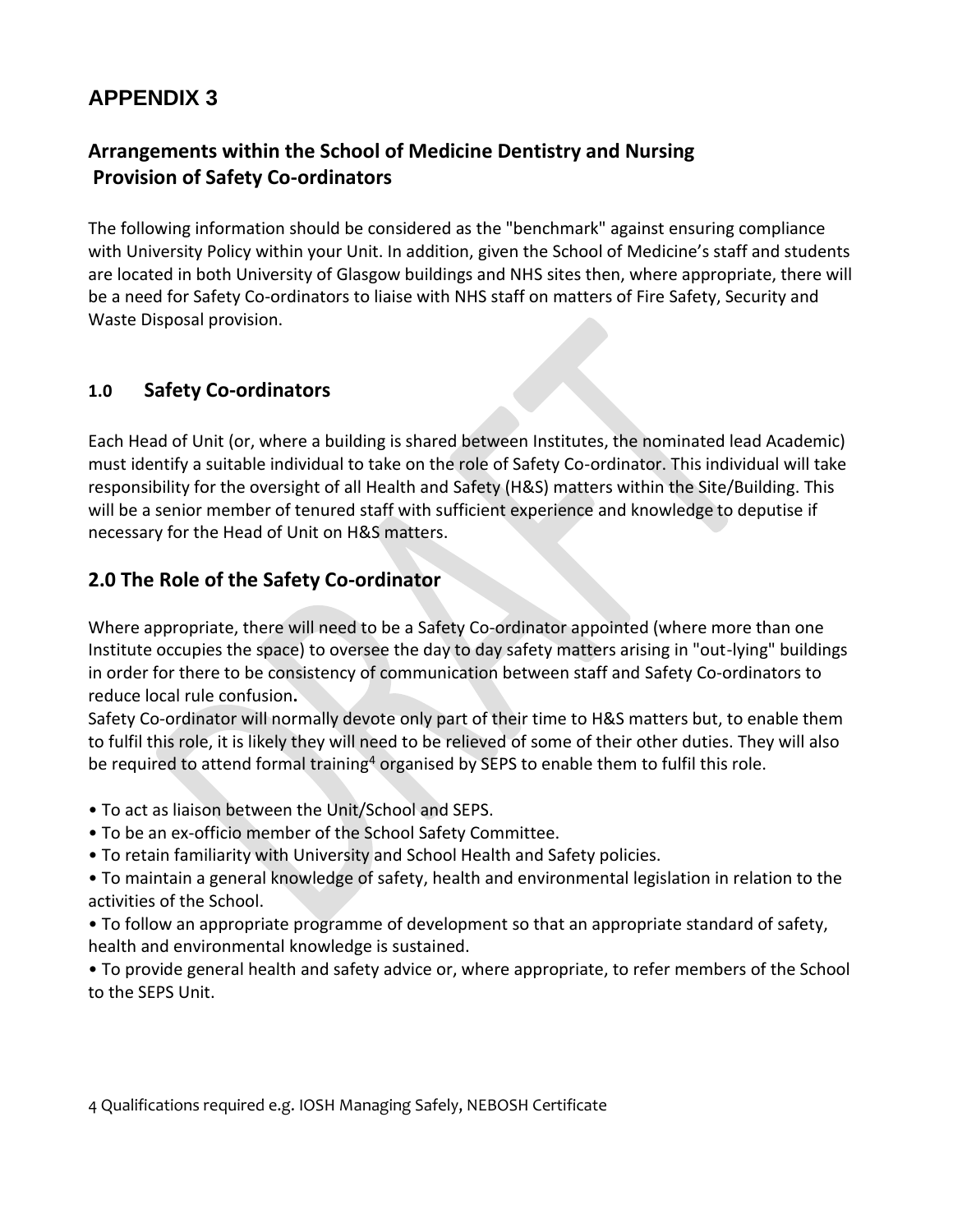# APPENDIX 3

## Arrangements within the School of Medicine Dentistry and Nursing Provision of Safety Co-ordinators

The following information should be considered as the "benchmark" against ensuring compliance with University Policy within your Unit. In addition, given the School of Medicine's staff and students are located in both University of Glasgow buildings and NHS sites then, where appropriate, there will be a need for Safety Co-ordinators to liaise with NHS staff on matters of Fire Safety, Security and Waste Disposal provision.

### 1.0 Safety Co-ordinators

Each Head of Unit (or, where a building is shared between Institutes, the nominated lead Academic) must identify a suitable individual to take on the role of Safety Co-ordinator. This individual will take responsibility for the oversight of all Health and Safety (H&S) matters within the Site/Building. This will be a senior member of tenured staff with sufficient experience and knowledge to deputise if necessary for the Head of Unit on H&S matters.

## 2.0 The Role of the Safety Co-ordinator

Where appropriate, there will need to be a Safety Co-ordinator appointed (where more than one Institute occupies the space) to oversee the day to day safety matters arising in "out-lying" buildings in order for there to be consistency of communication between staff and Safety Co-ordinators to reduce local rule confusion**.**

Safety Co-ordinator will normally devote only part of their time to H&S matters but, to enable them to fulfil this role, it is likely they will need to be relieved of some of their other duties. They will also be required to attend formal training[4] organised by SEPS to enable them to fulfil this role.

- To act as liaison between the Unit/School and SEPS.
- To be an ex-officio member of the School Safety Committee.
- To retain familiarity with University and School Health and Safety policies.
- To maintain a general knowledge of safety, health and environmental legislation in relation to the activities of the School.
- To follow an appropriate programme of development so that an appropriate standard of safety, health and environmental knowledge is sustained.
- To provide general health and safety advice or, where appropriate, to refer members of the School to the SEPS Unit.

4 Qualifications required e.g. IOSH Managing Safely, NEBOSH Certificate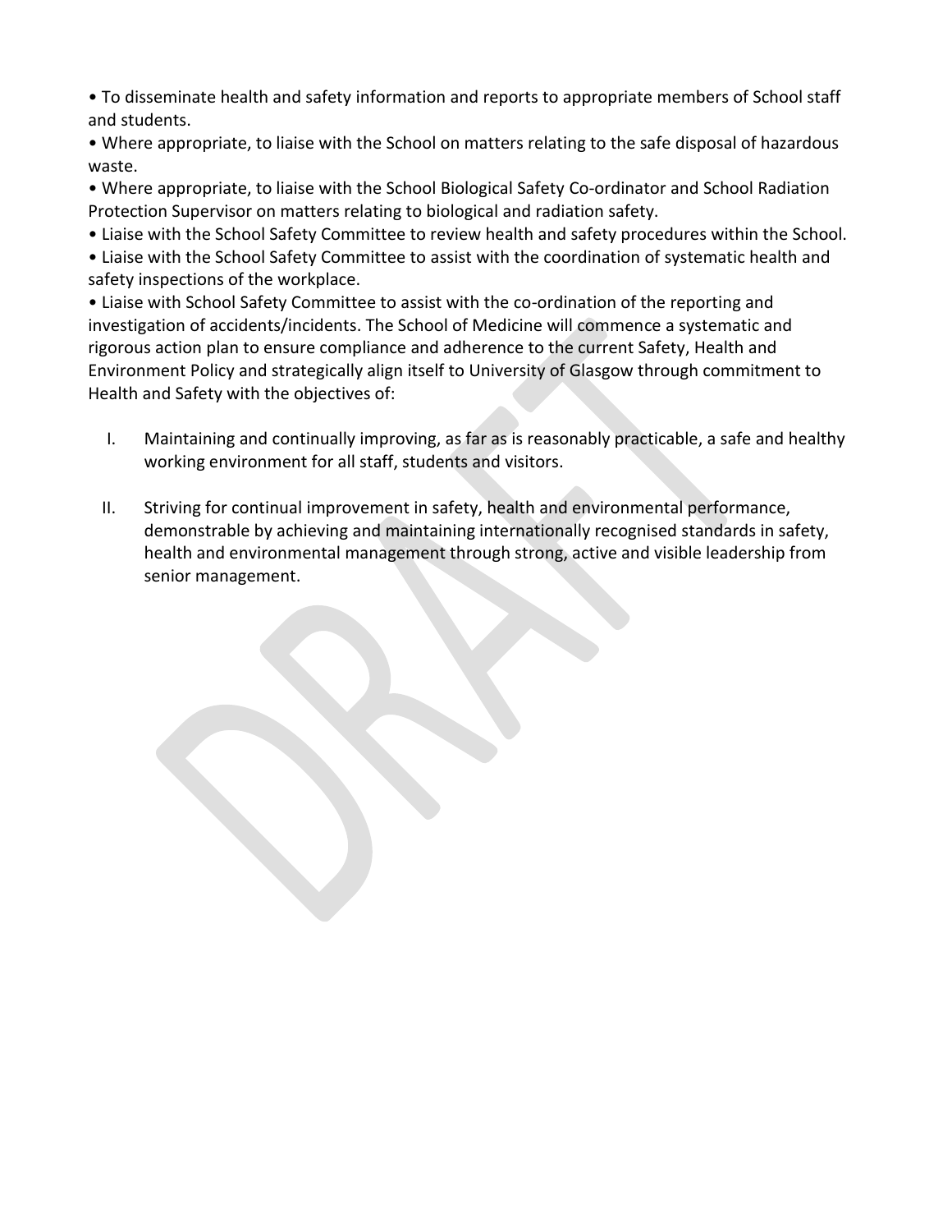- To disseminate health and safety information and reports to appropriate members of School staff and students.
- Where appropriate, to liaise with the School on matters relating to the safe disposal of hazardous waste.
- Where appropriate, to liaise with the School Biological Safety Co-ordinator and School Radiation Protection Supervisor on matters relating to biological and radiation safety.
- Liaise with the School Safety Committee to review health and safety procedures within the School.
- Liaise with the School Safety Committee to assist with the coordination of systematic health and safety inspections of the workplace.
- Liaise with School Safety Committee to assist with the co-ordination of the reporting and investigation of accidents/incidents. The School of Medicine will commence a systematic and rigorous action plan to ensure compliance and adherence to the current Safety, Health and Environment Policy and strategically align itself to University of Glasgow through commitment to Health and Safety with the objectives of:

I. Maintaining and continually improving, as far as is reasonably practicable, a safe and healthy working environment for all staff, students and visitors.

II. Striving for continual improvement in safety, health and environmental performance, demonstrable by achieving and maintaining internationally recognised standards in safety, health and environmental management through strong, active and visible leadership from senior management.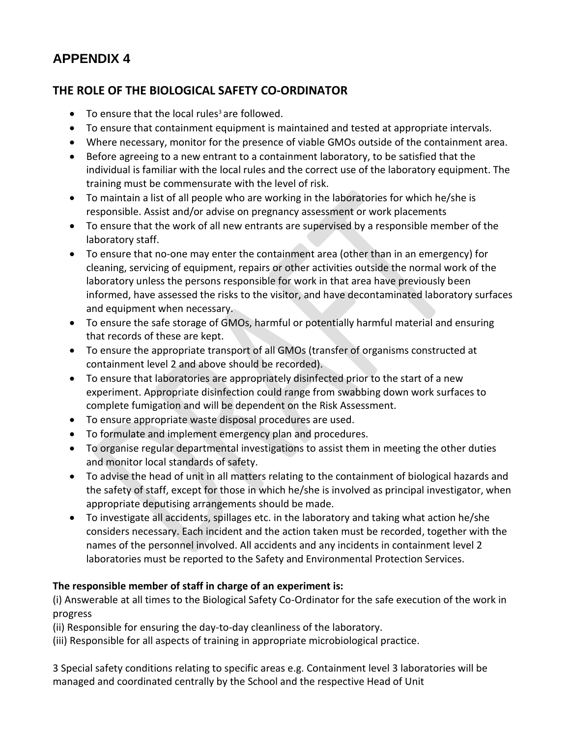# APPENDIX 4

## THE ROLE OF THE BIOLOGICAL SAFETY CO-ORDINATOR

- To ensure that the local rules[3] are followed.
- To ensure that containment equipment is maintained and tested at appropriate intervals.
- Where necessary, monitor for the presence of viable GMOs outside of the containment area.
- Before agreeing to a new entrant to a containment laboratory, to be satisfied that the individual is familiar with the local rules and the correct use of the laboratory equipment. The training must be commensurate with the level of risk.
- To maintain a list of all people who are working in the laboratories for which he/she is responsible. Assist and/or advise on pregnancy assessment or work placements
- To ensure that the work of all new entrants are supervised by a responsible member of the laboratory staff.
- To ensure that no-one may enter the containment area (other than in an emergency) for cleaning, servicing of equipment, repairs or other activities outside the normal work of the laboratory unless the persons responsible for work in that area have previously been informed, have assessed the risks to the visitor, and have decontaminated laboratory surfaces and equipment when necessary.
- To ensure the safe storage of GMOs, harmful or potentially harmful material and ensuring that records of these are kept.
- To ensure the appropriate transport of all GMOs (transfer of organisms constructed at containment level 2 and above should be recorded).
- To ensure that laboratories are appropriately disinfected prior to the start of a new experiment. Appropriate disinfection could range from swabbing down work surfaces to complete fumigation and will be dependent on the Risk Assessment.
- To ensure appropriate waste disposal procedures are used.
- To formulate and implement emergency plan and procedures.
- To organise regular departmental investigations to assist them in meeting the other duties and monitor local standards of safety.
- To advise the head of unit in all matters relating to the containment of biological hazards and the safety of staff, except for those in which he/she is involved as principal investigator, when appropriate deputising arrangements should be made.
- To investigate all accidents, spillages etc. in the laboratory and taking what action he/she considers necessary. Each incident and the action taken must be recorded, together with the names of the personnel involved. All accidents and any incidents in containment level 2 laboratories must be reported to the Safety and Environmental Protection Services.

**The responsible member of staff in charge of an experiment is:**

(i) Answerable at all times to the Biological Safety Co-Ordinator for the safe execution of the work in progress

(ii) Responsible for ensuring the day-to-day cleanliness of the laboratory.

(iii) Responsible for all aspects of training in appropriate microbiological practice.

3 Special safety conditions relating to specific areas e.g. Containment level 3 laboratories will be managed and coordinated centrally by the School and the respective Head of Unit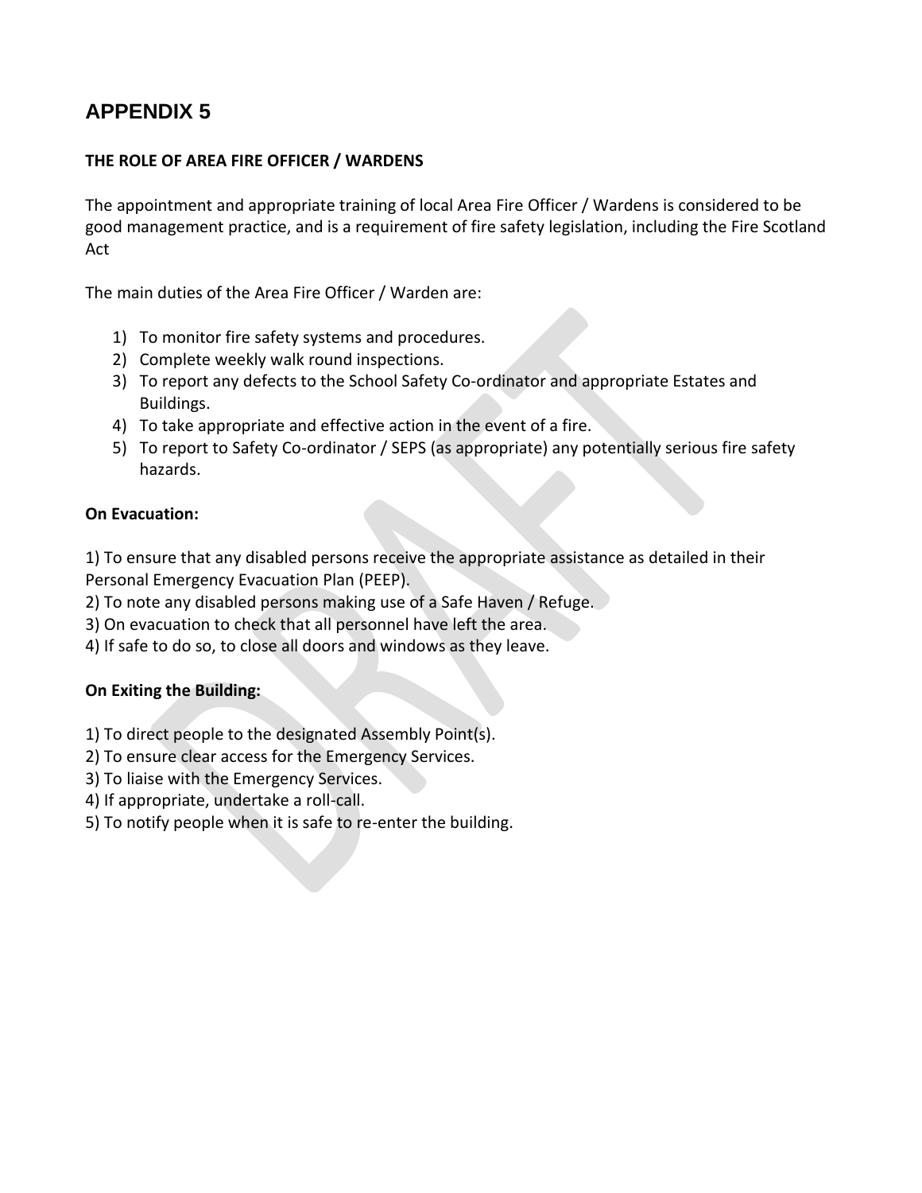# APPENDIX 5

**THE ROLE OF AREA FIRE OFFICER / WARDENS**

The appointment and appropriate training of local Area Fire Officer / Wardens is considered to be good management practice, and is a requirement of fire safety legislation, including the Fire Scotland Act

The main duties of the Area Fire Officer / Warden are:

1) To monitor fire safety systems and procedures.
2) Complete weekly walk round inspections.
3) To report any defects to the School Safety Co-ordinator and appropriate Estates and Buildings.
4) To take appropriate and effective action in the event of a fire.
5) To report to Safety Co-ordinator / SEPS (as appropriate) any potentially serious fire safety hazards.

**On Evacuation:**

1) To ensure that any disabled persons receive the appropriate assistance as detailed in their Personal Emergency Evacuation Plan (PEEP).
2) To note any disabled persons making use of a Safe Haven / Refuge.
3) On evacuation to check that all personnel have left the area.
4) If safe to do so, to close all doors and windows as they leave.

**On Exiting the Building:**

1) To direct people to the designated Assembly Point(s).
2) To ensure clear access for the Emergency Services.
3) To liaise with the Emergency Services.
4) If appropriate, undertake a roll-call.
5) To notify people when it is safe to re-enter the building.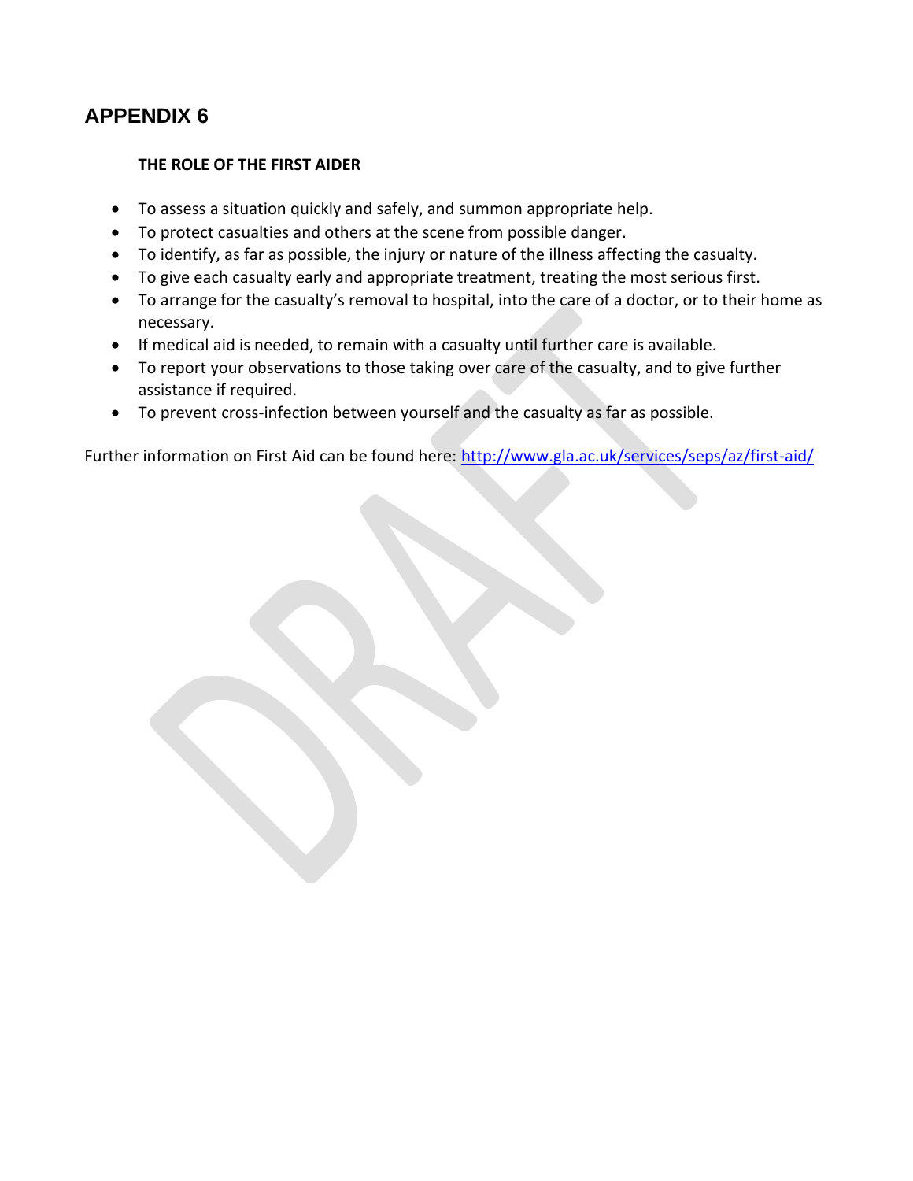# APPENDIX 6

**THE ROLE OF THE FIRST AIDER**

- To assess a situation quickly and safely, and summon appropriate help.
- To protect casualties and others at the scene from possible danger.
- To identify, as far as possible, the injury or nature of the illness affecting the casualty.
- To give each casualty early and appropriate treatment, treating the most serious first.
- To arrange for the casualty's removal to hospital, into the care of a doctor, or to their home as necessary.
- If medical aid is needed, to remain with a casualty until further care is available.
- To report your observations to those taking over care of the casualty, and to give further assistance if required.
- To prevent cross-infection between yourself and the casualty as far as possible.

Further information on First Aid can be found here: [http://www.gla.ac.uk/services/seps/az/first-aid/](http://www.gla.ac.uk/services/seps/az/first-aid/)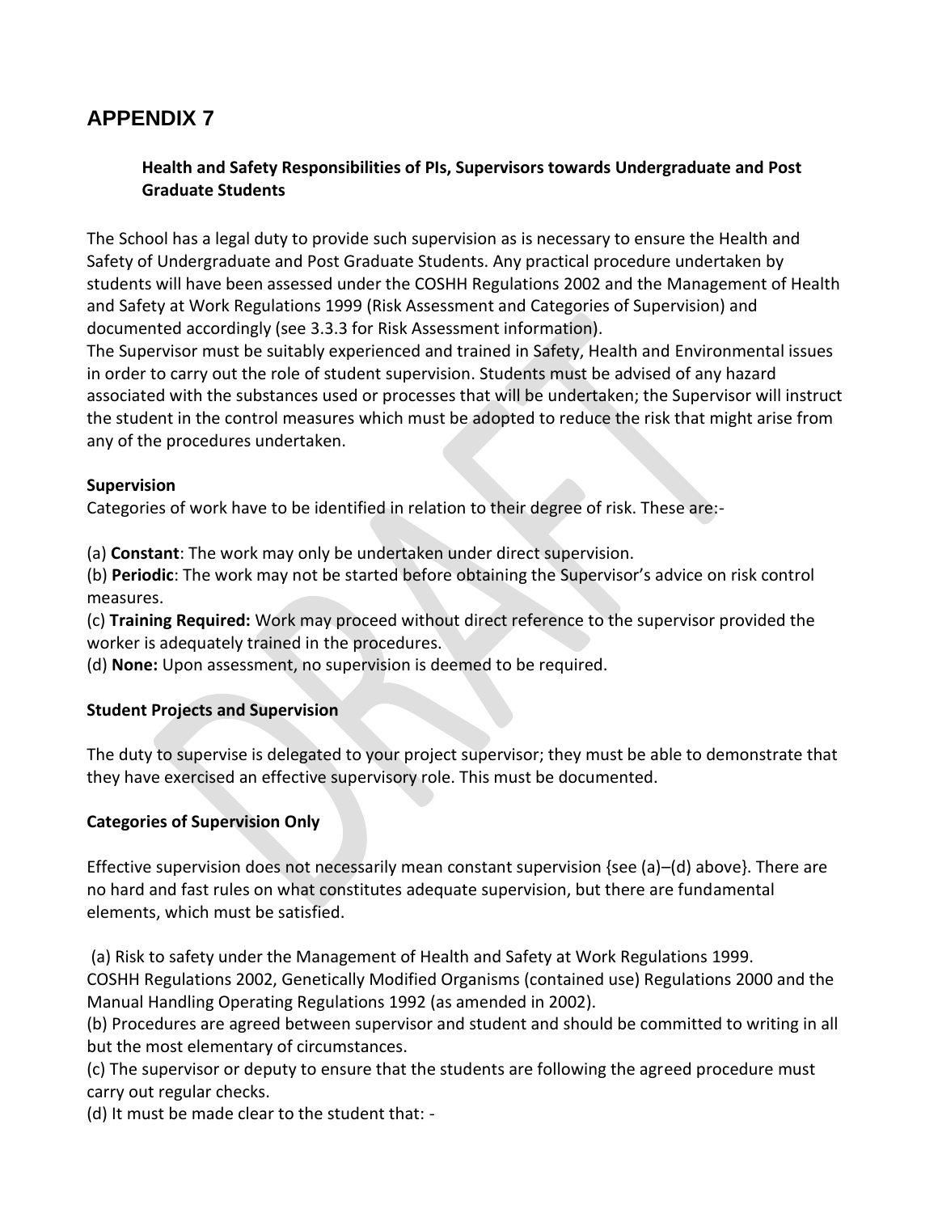# APPENDIX 7

### Health and Safety Responsibilities of PIs, Supervisors towards Undergraduate and Post Graduate Students

The School has a legal duty to provide such supervision as is necessary to ensure the Health and Safety of Undergraduate and Post Graduate Students. Any practical procedure undertaken by students will have been assessed under the COSHH Regulations 2002 and the Management of Health and Safety at Work Regulations 1999 (Risk Assessment and Categories of Supervision) and documented accordingly (see 3.3.3 for Risk Assessment information).
The Supervisor must be suitably experienced and trained in Safety, Health and Environmental issues in order to carry out the role of student supervision. Students must be advised of any hazard associated with the substances used or processes that will be undertaken; the Supervisor will instruct the student in the control measures which must be adopted to reduce the risk that might arise from any of the procedures undertaken.

**Supervision**

Categories of work have to be identified in relation to their degree of risk. These are:-

(a) **Constant**: The work may only be undertaken under direct supervision.
(b) **Periodic**: The work may not be started before obtaining the Supervisor's advice on risk control measures.
(c) **Training Required:** Work may proceed without direct reference to the supervisor provided the worker is adequately trained in the procedures.
(d) **None:** Upon assessment, no supervision is deemed to be required.

**Student Projects and Supervision**

The duty to supervise is delegated to your project supervisor; they must be able to demonstrate that they have exercised an effective supervisory role. This must be documented.

**Categories of Supervision Only**

Effective supervision does not necessarily mean constant supervision {see (a)–(d) above}. There are no hard and fast rules on what constitutes adequate supervision, but there are fundamental elements, which must be satisfied.

(a) Risk to safety under the Management of Health and Safety at Work Regulations 1999. COSHH Regulations 2002, Genetically Modified Organisms (contained use) Regulations 2000 and the Manual Handling Operating Regulations 1992 (as amended in 2002).
(b) Procedures are agreed between supervisor and student and should be committed to writing in all but the most elementary of circumstances.
(c) The supervisor or deputy to ensure that the students are following the agreed procedure must carry out regular checks.
(d) It must be made clear to the student that: -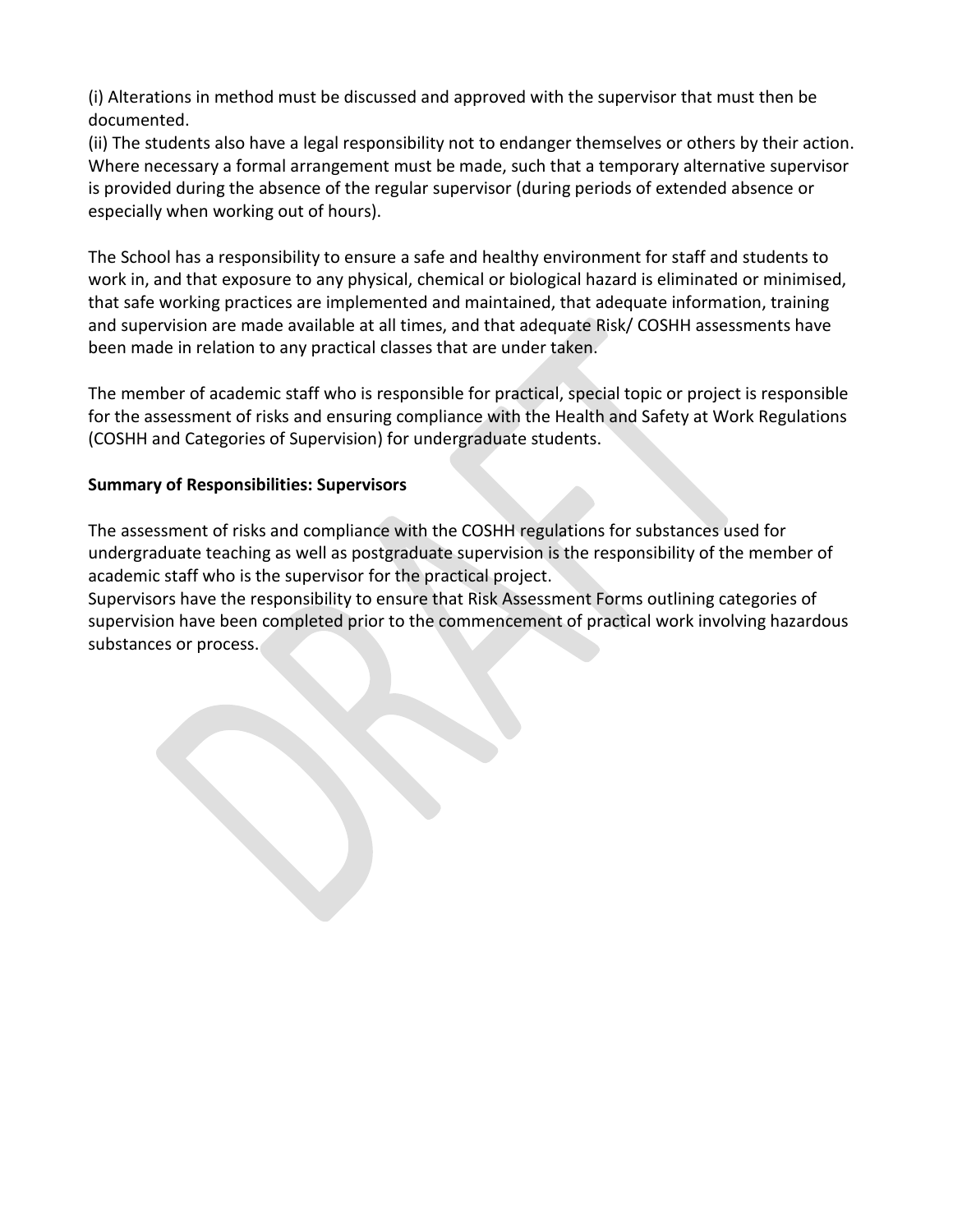(i) Alterations in method must be discussed and approved with the supervisor that must then be documented.
(ii) The students also have a legal responsibility not to endanger themselves or others by their action. Where necessary a formal arrangement must be made, such that a temporary alternative supervisor is provided during the absence of the regular supervisor (during periods of extended absence or especially when working out of hours).

The School has a responsibility to ensure a safe and healthy environment for staff and students to work in, and that exposure to any physical, chemical or biological hazard is eliminated or minimised, that safe working practices are implemented and maintained, that adequate information, training and supervision are made available at all times, and that adequate Risk/ COSHH assessments have been made in relation to any practical classes that are under taken.

The member of academic staff who is responsible for practical, special topic or project is responsible for the assessment of risks and ensuring compliance with the Health and Safety at Work Regulations (COSHH and Categories of Supervision) for undergraduate students.

**Summary of Responsibilities: Supervisors**

The assessment of risks and compliance with the COSHH regulations for substances used for undergraduate teaching as well as postgraduate supervision is the responsibility of the member of academic staff who is the supervisor for the practical project.
Supervisors have the responsibility to ensure that Risk Assessment Forms outlining categories of supervision have been completed prior to the commencement of practical work involving hazardous substances or process.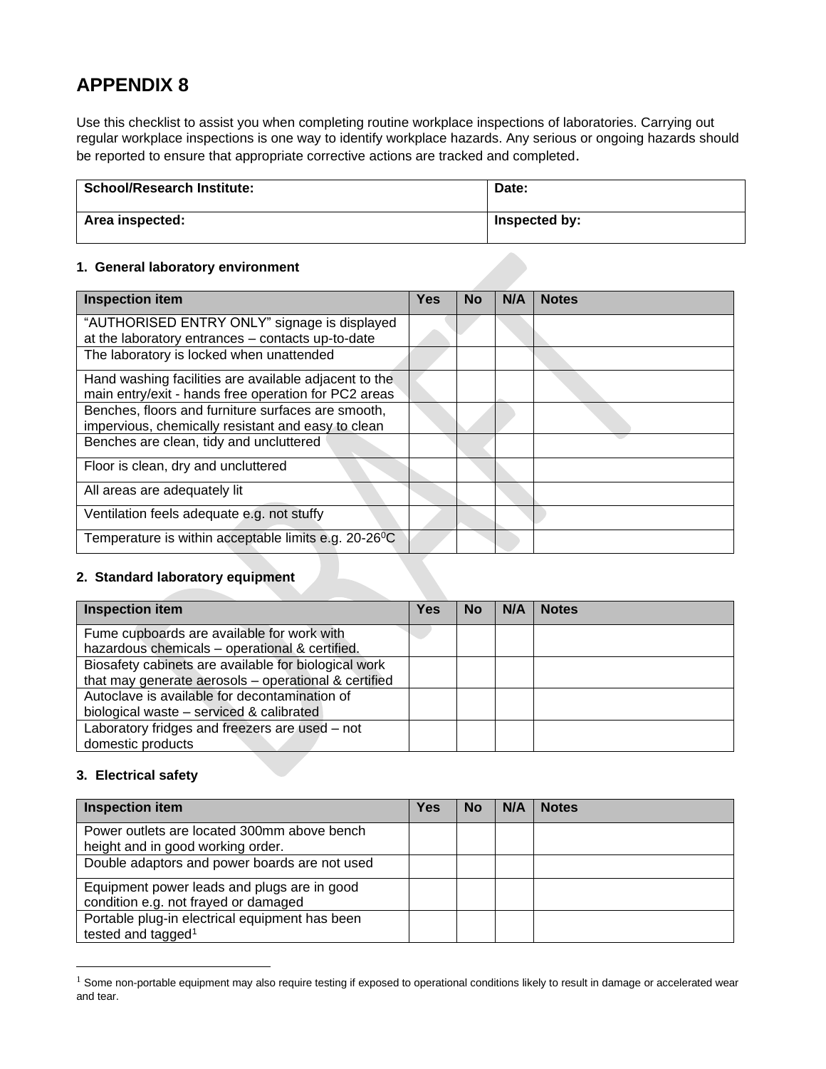# APPENDIX 8

Use this checklist to assist you when completing routine workplace inspections of laboratories. Carrying out regular workplace inspections is one way to identify workplace hazards. Any serious or ongoing hazards should be reported to ensure that appropriate corrective actions are tracked and completed.

| School/Research Institute: | Date: |
|---|---|
| Area inspected: | Inspected by: |

**1. General laboratory environment**

| Inspection item | Yes | No | N/A | Notes |
|---|---|---|---|---|
| “AUTHORISED ENTRY ONLY” signage is displayed at the laboratory entrances – contacts up-to-date | | | | |
| The laboratory is locked when unattended | | | | |
| Hand washing facilities are available adjacent to the main entry/exit - hands free operation for PC2 areas | | | | |
| Benches, floors and furniture surfaces are smooth, impervious, chemically resistant and easy to clean | | | | |
| Benches are clean, tidy and uncluttered | | | | |
| Floor is clean, dry and uncluttered | | | | |
| All areas are adequately lit | | | | |
| Ventilation feels adequate e.g. not stuffy | | | | |
| Temperature is within acceptable limits e.g. 20-26$^0$C | | | | |

**2. Standard laboratory equipment**

| Inspection item | Yes | No | N/A | Notes |
|---|---|---|---|---|
| Fume cupboards are available for work with hazardous chemicals – operational & certified. | | | | |
| Biosafety cabinets are available for biological work that may generate aerosols – operational & certified | | | | |
| Autoclave is available for decontamination of biological waste – serviced & calibrated | | | | |
| Laboratory fridges and freezers are used – not domestic products | | | | |

**3. Electrical safety**

| Inspection item | Yes | No | N/A | Notes |
|---|---|---|---|---|
| Power outlets are located 300mm above bench height and in good working order. | | | | |
| Double adaptors and power boards are not used | | | | |
| Equipment power leads and plugs are in good condition e.g. not frayed or damaged | | | | |
| Portable plug-in electrical equipment has been tested and tagged[1] | | | | |

[1] Some non-portable equipment may also require testing if exposed to operational conditions likely to result in damage or accelerated wear and tear.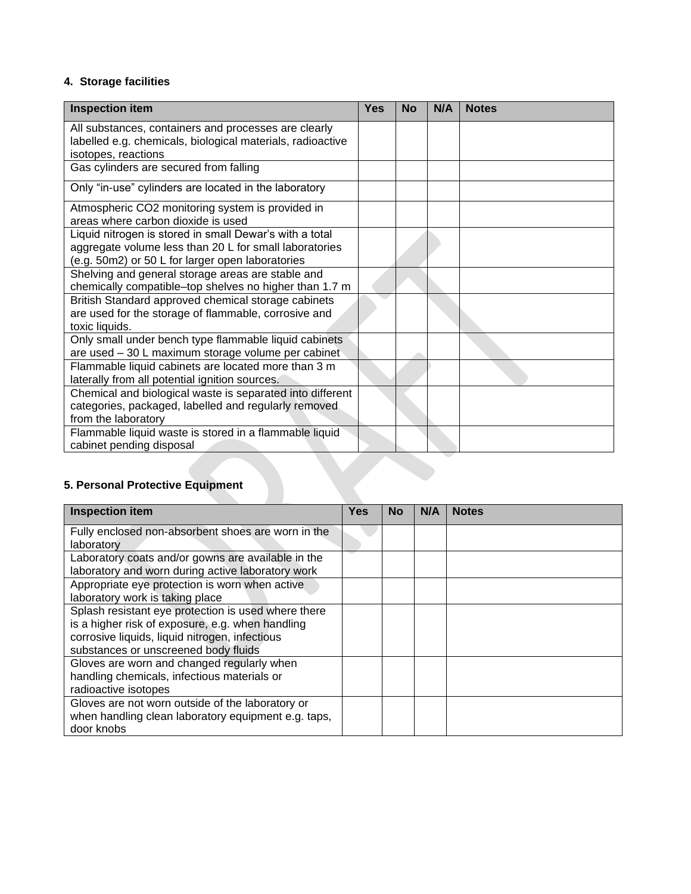### 4. Storage facilities

| Inspection item | Yes | No | N/A | Notes |
|---|---|---|---|---|
| All substances, containers and processes are clearly labelled e.g. chemicals, biological materials, radioactive isotopes, reactions | | | | |
| Gas cylinders are secured from falling | | | | |
| Only “in-use” cylinders are located in the laboratory | | | | |
| Atmospheric $CO_2$ monitoring system is provided in areas where carbon dioxide is used | | | | |
| Liquid nitrogen is stored in small Dewar’s with a total aggregate volume less than 20 L for small laboratories (e.g. 50m2) or 50 L for larger open laboratories | | | | |
| Shelving and general storage areas are stable and chemically compatible–top shelves no higher than 1.7 m | | | | |
| British Standard approved chemical storage cabinets are used for the storage of flammable, corrosive and toxic liquids. | | | | |
| Only small under bench type flammable liquid cabinets are used – 30 L maximum storage volume per cabinet | | | | |
| Flammable liquid cabinets are located more than 3 m laterally from all potential ignition sources. | | | | |
| Chemical and biological waste is separated into different categories, packaged, labelled and regularly removed from the laboratory | | | | |
| Flammable liquid waste is stored in a flammable liquid cabinet pending disposal | | | | |

### 5. Personal Protective Equipment

| Inspection item | Yes | No | N/A | Notes |
|---|---|---|---|---|
| Fully enclosed non-absorbent shoes are worn in the laboratory | | | | |
| Laboratory coats and/or gowns are available in the laboratory and worn during active laboratory work | | | | |
| Appropriate eye protection is worn when active laboratory work is taking place | | | | |
| Splash resistant eye protection is used where there is a higher risk of exposure, e.g. when handling corrosive liquids, liquid nitrogen, infectious substances or unscreened body fluids | | | | |
| Gloves are worn and changed regularly when handling chemicals, infectious materials or radioactive isotopes | | | | |
| Gloves are not worn outside of the laboratory or when handling clean laboratory equipment e.g. taps, door knobs | | | | |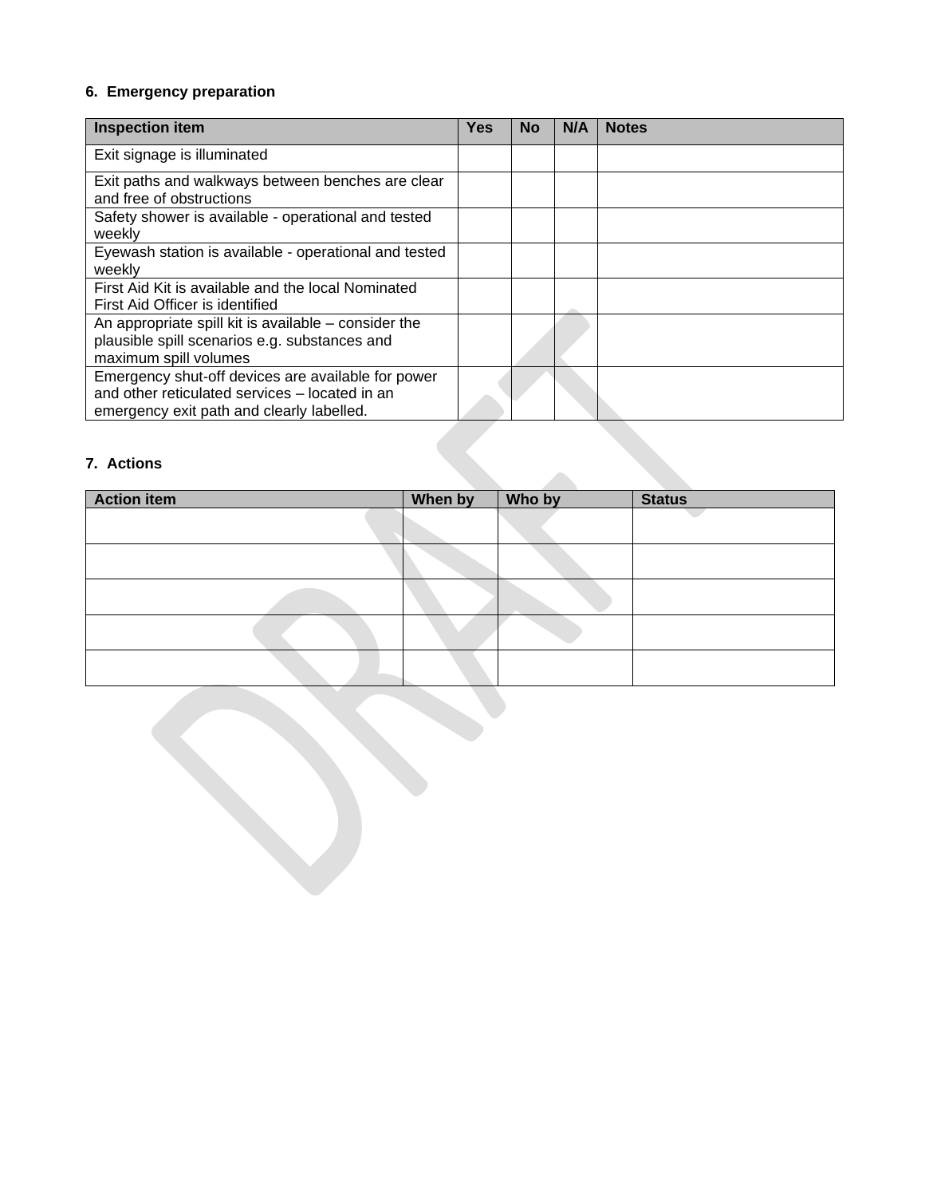### 6. Emergency preparation

| Inspection item | Yes | No | N/A | Notes |
| --- | --- | --- | --- | --- |
| Exit signage is illuminated | | | | |
| Exit paths and walkways between benches are clear and free of obstructions | | | | |
| Safety shower is available - operational and tested weekly | | | | |
| Eyewash station is available - operational and tested weekly | | | | |
| First Aid Kit is available and the local Nominated First Aid Officer is identified | | | | |
| An appropriate spill kit is available – consider the plausible spill scenarios e.g. substances and maximum spill volumes | | | | |
| Emergency shut-off devices are available for power and other reticulated services – located in an emergency exit path and clearly labelled. | | | | |

### 7. Actions

| Action item | When by | Who by | Status |
| --- | --- | --- | --- |
| | | | |
| | | | |
| | | | |
| | | | |
| | | | |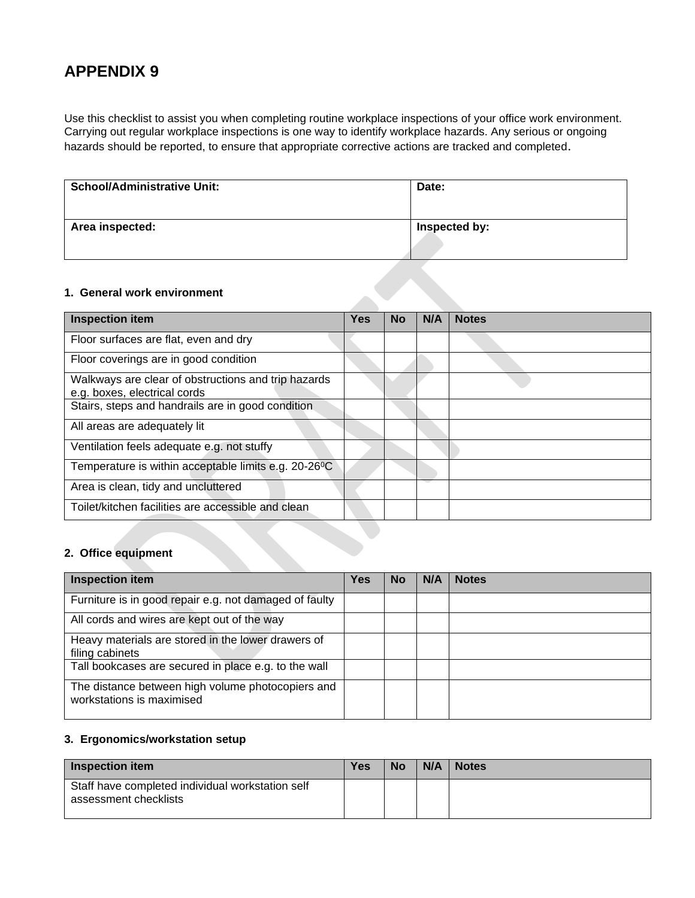# APPENDIX 9

Use this checklist to assist you when completing routine workplace inspections of your office work environment. Carrying out regular workplace inspections is one way to identify workplace hazards. Any serious or ongoing hazards should be reported, to ensure that appropriate corrective actions are tracked and completed.

| School/Administrative Unit: | Date: |
|---|---|
| Area inspected: | Inspected by: |

### 1. General work environment

| Inspection item | Yes | No | N/A | Notes |
|---|---|---|---|---|
| Floor surfaces are flat, even and dry | | | | |
| Floor coverings are in good condition | | | | |
| Walkways are clear of obstructions and trip hazards e.g. boxes, electrical cords | | | | |
| Stairs, steps and handrails are in good condition | | | | |
| All areas are adequately lit | | | | |
| Ventilation feels adequate e.g. not stuffy | | | | |
| Temperature is within acceptable limits e.g. 20-26$^0$C | | | | |
| Area is clean, tidy and uncluttered | | | | |
| Toilet/kitchen facilities are accessible and clean | | | | |

### 2. Office equipment

| Inspection item | Yes | No | N/A | Notes |
|---|---|---|---|---|
| Furniture is in good repair e.g. not damaged of faulty | | | | |
| All cords and wires are kept out of the way | | | | |
| Heavy materials are stored in the lower drawers of filing cabinets | | | | |
| Tall bookcases are secured in place e.g. to the wall | | | | |
| The distance between high volume photocopiers and workstations is maximised | | | | |

### 3. Ergonomics/workstation setup

| Inspection item | Yes | No | N/A | Notes |
|---|---|---|---|---|
| Staff have completed individual workstation self assessment checklists | | | | |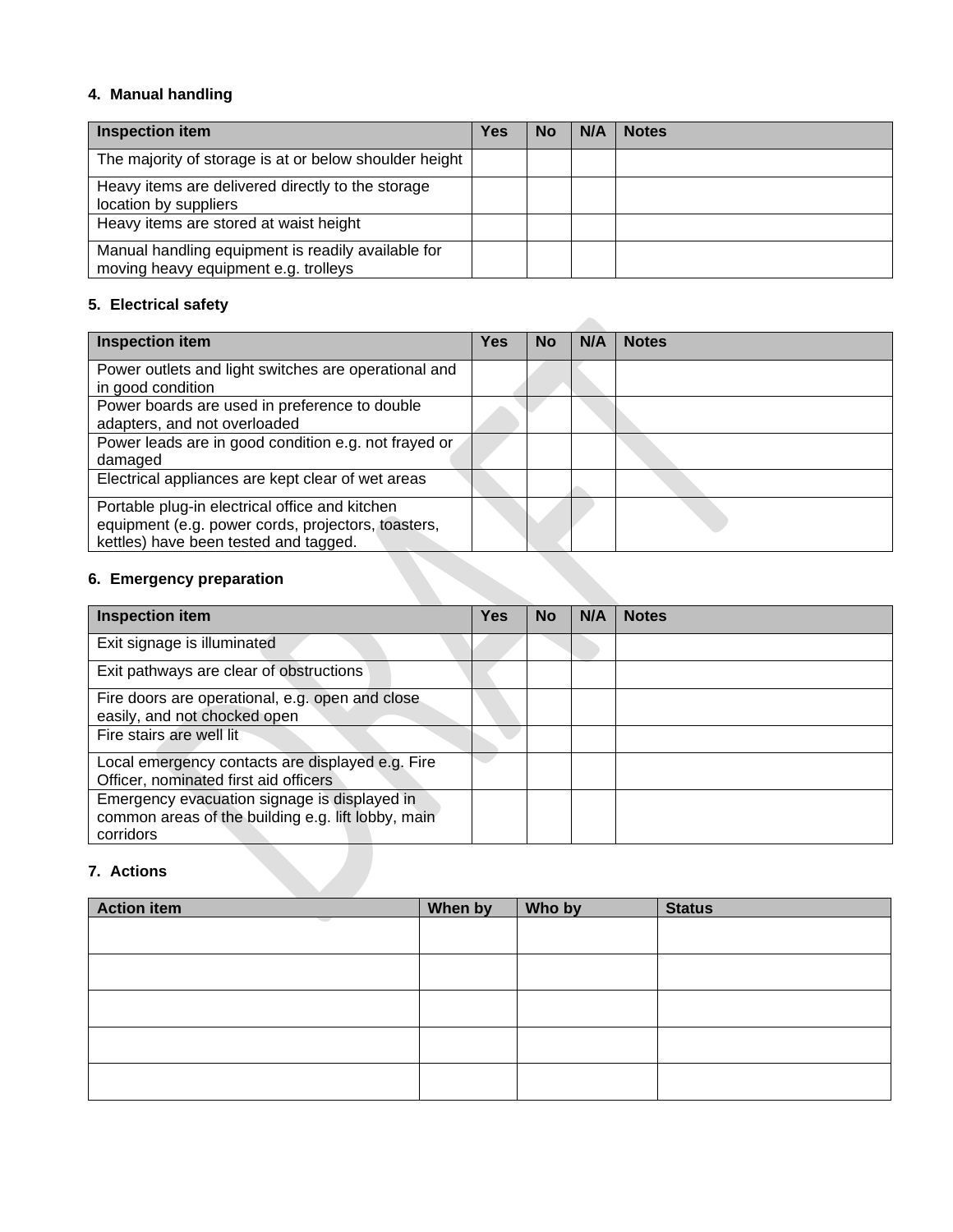#### 4. Manual handling

| Inspection item | Yes | No | N/A | Notes |
| --- | --- | --- | --- | --- |
| The majority of storage is at or below shoulder height | | | | |
| Heavy items are delivered directly to the storage location by suppliers | | | | |
| Heavy items are stored at waist height | | | | |
| Manual handling equipment is readily available for moving heavy equipment e.g. trolleys | | | | |

#### 5. Electrical safety

| Inspection item | Yes | No | N/A | Notes |
| --- | --- | --- | --- | --- |
| Power outlets and light switches are operational and in good condition | | | | |
| Power boards are used in preference to double adapters, and not overloaded | | | | |
| Power leads are in good condition e.g. not frayed or damaged | | | | |
| Electrical appliances are kept clear of wet areas | | | | |
| Portable plug-in electrical office and kitchen equipment (e.g. power cords, projectors, toasters, kettles) have been tested and tagged. | | | | |

#### 6. Emergency preparation

| Inspection item | Yes | No | N/A | Notes |
| --- | --- | --- | --- | --- |
| Exit signage is illuminated | | | | |
| Exit pathways are clear of obstructions | | | | |
| Fire doors are operational, e.g. open and close easily, and not chocked open | | | | |
| Fire stairs are well lit | | | | |
| Local emergency contacts are displayed e.g. Fire Officer, nominated first aid officers | | | | |
| Emergency evacuation signage is displayed in common areas of the building e.g. lift lobby, main corridors | | | | |

#### 7. Actions

| Action item | When by | Who by | Status |
| --- | --- | --- | --- |
| | | | |
| | | | |
| | | | |
| | | | |
| | | | |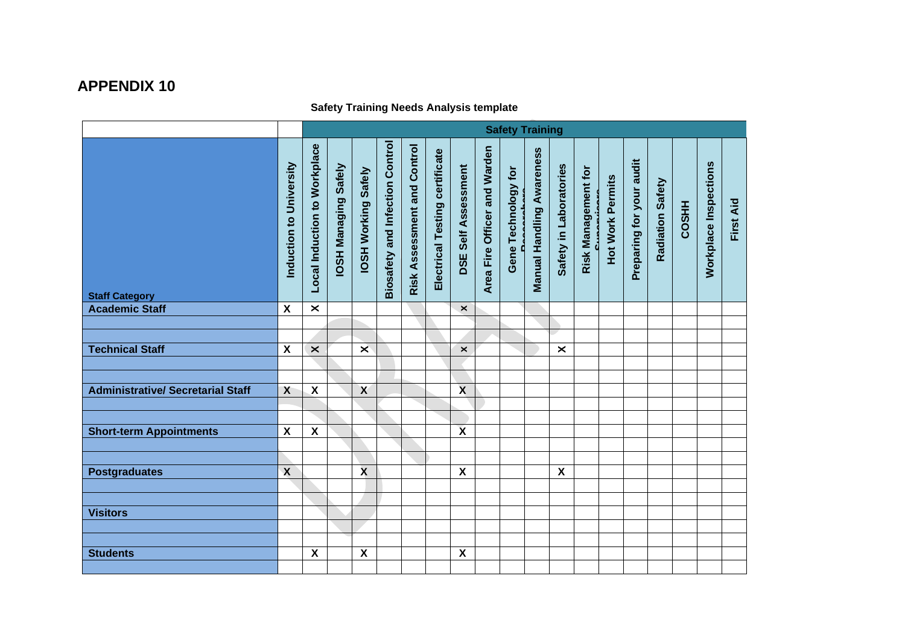# APPENDIX 10

**Safety Training Needs Analysis template**

| | | Safety Training | | | | | | | | | | | | | | | | | |
|---|---|---|---|---|---|---|---|---|---|---|---|---|---|---|---|---|---|---|---|
| **Staff Category** | **Induction to University** | **Local Induction to Workplace** | **IOSH Managing Safely** | **IOSH Working Safely** | **Biosafety and Infection Control** | **Risk Assessment and Control** | **Electrical Testing certificate** | **DSE Self Assessment** | **Area Fire Officer and Warden** | **Gene Technology for Researchers** | **Manual Handling Awareness** | **Safety in Laboratories** | **Risk Management for Supervisors** | **Hot Work Permits** | **Preparing for your audit** | **Radiation Safety** | **COSHH** | **Workplace Inspections** | **First Aid** |
| **Academic Staff** | X | X | | | | | | X | | | | | | | | | | | |
| | | | | | | | | | | | | | | | | | | | |
| | | | | | | | | | | | | | | | | | | | |
| **Technical Staff** | X | X | | X | | | | X | | | | X | | | | | | | |
| | | | | | | | | | | | | | | | | | | | |
| | | | | | | | | | | | | | | | | | | | |
| **Administrative/ Secretarial Staff** | X | X | | X | | | | X | | | | | | | | | | | |
| | | | | | | | | | | | | | | | | | | | |
| | | | | | | | | | | | | | | | | | | | |
| **Short-term Appointments** | X | X | | | | | | X | | | | | | | | | | | |
| | | | | | | | | | | | | | | | | | | | |
| | | | | | | | | | | | | | | | | | | | |
| **Postgraduates** | X | | | X | | | | X | | | | X | | | | | | | |
| | | | | | | | | | | | | | | | | | | | |
| | | | | | | | | | | | | | | | | | | | |
| **Visitors** | | | | | | | | | | | | | | | | | | | |
| | | | | | | | | | | | | | | | | | | | |
| | | | | | | | | | | | | | | | | | | | |
| **Students** | | X | | X | | | | X | | | | | | | | | | | |
| | | | | | | | | | | | | | | | | | | | |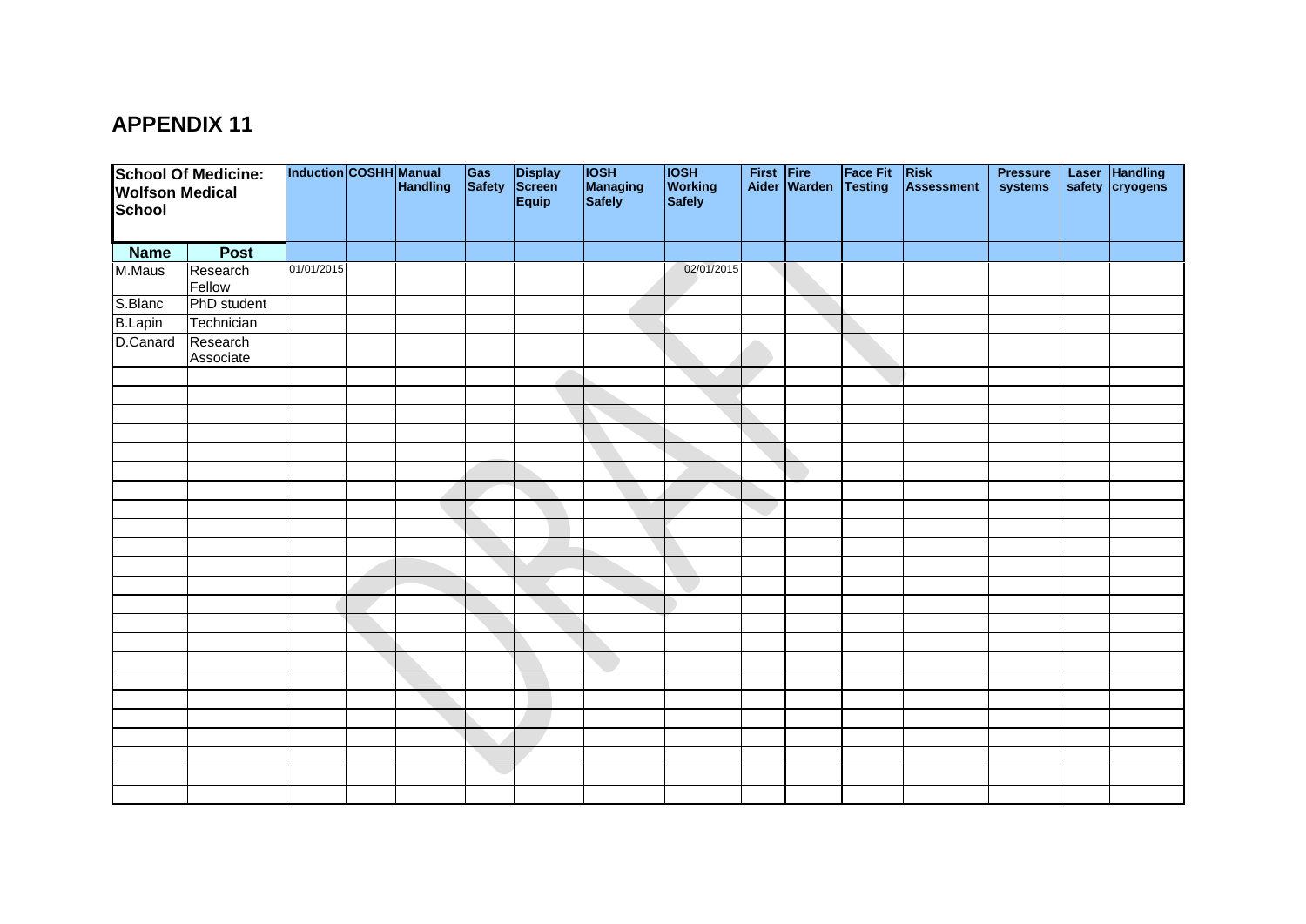## APPENDIX 11

| School Of Medicine: Wolfson Medical School | | Induction | COSHH | Manual Handling | Gas Safety | Display Screen Equip | IOSH Managing Safely | IOSH Working Safely | First Aider | Fire Warden | Face Fit Testing | Risk Assessment | Pressure systems | Laser safety | Handling cryogens |
|---|---|---|---|---|---|---|---|---|---|---|---|---|---|---|---|
| **Name** | **Post** | | | | | | | | | | | | | | |
| M.Maus | Research Fellow | 01/01/2015 | | | | | | 02/01/2015 | | | | | | | |
| S.Blanc | PhD student | | | | | | | | | | | | | | |
| B.Lapin | Technician | | | | | | | | | | | | | | |
| D.Canard | Research Associate | | | | | | | | | | | | | | |
| | | | | | | | | | | | | | | | |
| | | | | | | | | | | | | | | | |
| | | | | | | | | | | | | | | | |
| | | | | | | | | | | | | | | | |
| | | | | | | | | | | | | | | | |
| | | | | | | | | | | | | | | | |
| | | | | | | | | | | | | | | | |
| | | | | | | | | | | | | | | | |
| | | | | | | | | | | | | | | | |
| | | | | | | | | | | | | | | | |
| | | | | | | | | | | | | | | | |
| | | | | | | | | | | | | | | | |
| | | | | | | | | | | | | | | | |
| | | | | | | | | | | | | | | | |
| | | | | | | | | | | | | | | | |
| | | | | | | | | | | | | | | | |
| | | | | | | | | | | | | | | | |
| | | | | | | | | | | | | | | | |
| | | | | | | | | | | | | | | | |
| | | | | | | | | | | | | | | | |
| | | | | | | | | | | | | | | | |
| | | | | | | | | | | | | | | | |
| | | | | | | | | | | | | | | | |